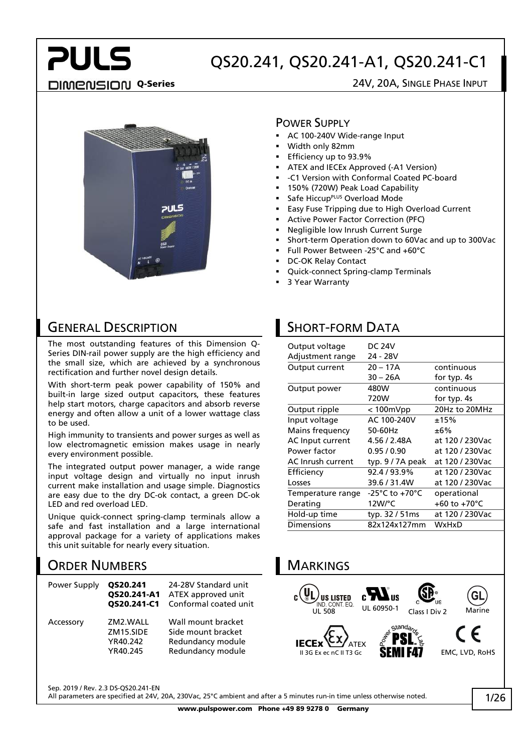# QS20.241, QS20.241-A1, QS20.241-C1

**Q-Series** 24V, 20A, SINGLE PHASE INPUT

## POWER SUPPLY

- AC 100-240V Wide-range Input
- Width only 82mm
- Efficiency up to 93.9%
- ATEX and IECEx Approved (-A1 Version)
- -C1 Version with Conformal Coated PC-board
- 150% (720W) Peak Load Capability
- Safe Hiccup[PLUS] Overload Mode
- Easy Fuse Tripping due to High Overload Current
- Active Power Factor Correction (PFC)
- Negligible low Inrush Current Surge
- Short-term Operation down to 60Vac and up to 300Vac
- Full Power Between -25°C and +60°C
- DC-OK Relay Contact
- Quick-connect Spring-clamp Terminals
- 3 Year Warranty

## GENERAL DESCRIPTION

The most outstanding features of this Dimension Q-Series DIN-rail power supply are the high efficiency and the small size, which are achieved by a synchronous rectification and further novel design details.

With short-term peak power capability of 150% and built-in large sized output capacitors, these features help start motors, charge capacitors and absorb reverse energy and often allow a unit of a lower wattage class to be used.

High immunity to transients and power surges as well as low electromagnetic emission makes usage in nearly every environment possible.

The integrated output power manager, a wide range input voltage design and virtually no input inrush current make installation and usage simple. Diagnostics are easy due to the dry DC-ok contact, a green DC-ok LED and red overload LED.

Unique quick-connect spring-clamp terminals allow a safe and fast installation and a large international approval package for a variety of applications makes this unit suitable for nearly every situation.

## SHORT-FORM DATA

| | | |
|---|---|---|
| Output voltage | DC 24V | |
| Adjustment range | 24 - 28V | |
| Output current | 20 – 17A | continuous |
| | 30 – 26A | for typ. 4s |
| Output power | 480W | continuous |
| | 720W | for typ. 4s |
| Output ripple | < 100mVpp | 20Hz to 20MHz |
| Input voltage | AC 100-240V | ±15% |
| Mains frequency | 50-60Hz | ±6% |
| AC Input current | 4.56 / 2.48A | at 120 / 230Vac |
| Power factor | 0.95 / 0.90 | at 120 / 230Vac |
| AC Inrush current | typ. 9 / 7A peak | at 120 / 230Vac |
| Efficiency | 92.4 / 93.9% | at 120 / 230Vac |
| Losses | 39.6 / 31.4W | at 120 / 230Vac |
| Temperature range | -25°C to +70°C | operational |
| Derating | 12W/°C | +60 to +70°C |
| Hold-up time | typ. 32 / 51ms | at 120 / 230Vac |
| Dimensions | 82x124x127mm | WxHxD |

## ORDER NUMBERS

| | | |
|---|---|---|
| Power Supply | **QS20.241** | 24-28V Standard unit |
| | **QS20.241-A1** | ATEX approved unit |
| | **QS20.241-C1** | Conformal coated unit |
| Accessory | ZM2.WALL | Wall mount bracket |
| | ZM15.SIDE | Side mount bracket |
| | YR40.242 | Redundancy module |
| | YR40.245 | Redundancy module |

## MARKINGS

US LISTED IND. CONT. EQ. UL 508 — UL 60950-1 — Class I Div 2 — Marine

IECEx ATEX II 3G Ex ec nC II T3 Gc — SEMI F47 — EMC, LVD, RoHS

Sep. 2019 / Rev. 2.3 DS-QS20.241-EN

All parameters are specified at 24V, 20A, 230Vac, 25°C ambient and after a 5 minutes run-in time unless otherwise noted.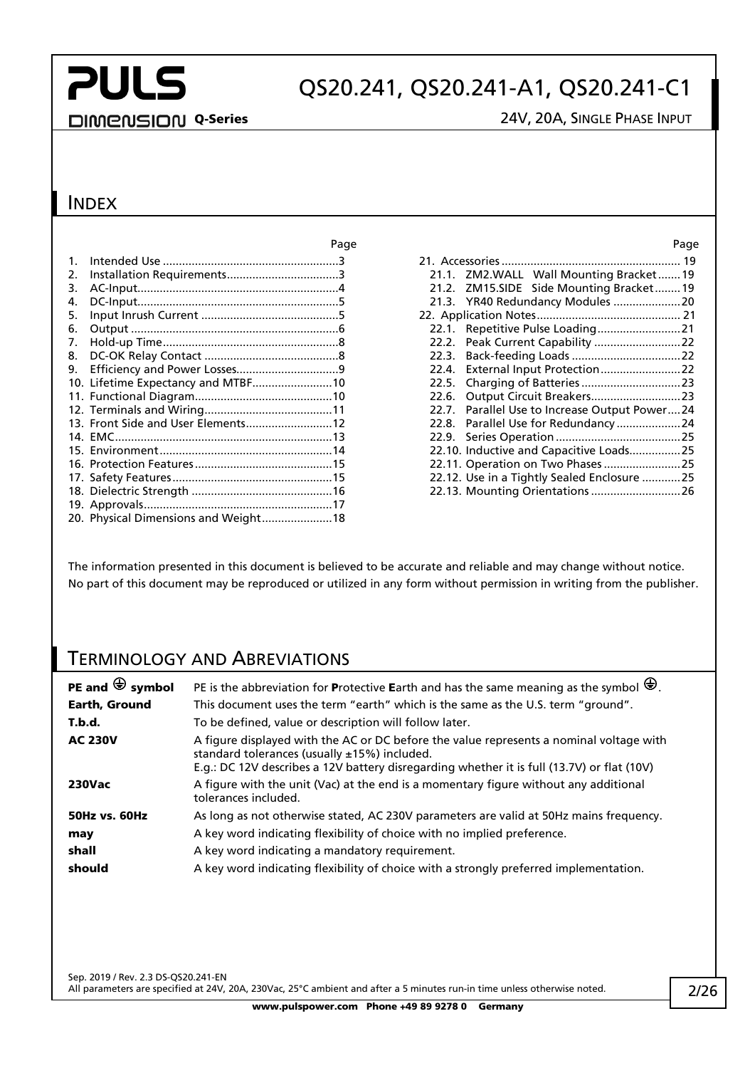## INDEX

| | Page |
|---|---|
| 1. Intended Use | 3 |
| 2. Installation Requirements | 3 |
| 3. AC-Input | 4 |
| 4. DC-Input | 5 |
| 5. Input Inrush Current | 5 |
| 6. Output | 6 |
| 7. Hold-up Time | 8 |
| 8. DC-OK Relay Contact | 8 |
| 9. Efficiency and Power Losses | 9 |
| 10. Lifetime Expectancy and MTBF | 10 |
| 11. Functional Diagram | 10 |
| 12. Terminals and Wiring | 11 |
| 13. Front Side and User Elements | 12 |
| 14. EMC | 13 |
| 15. Environment | 14 |
| 16. Protection Features | 15 |
| 17. Safety Features | 15 |
| 18. Dielectric Strength | 16 |
| 19. Approvals | 17 |
| 20. Physical Dimensions and Weight | 18 |
| 21. Accessories | 19 |
| 21.1. ZM2.WALL Wall Mounting Bracket | 19 |
| 21.2. ZM15.SIDE Side Mounting Bracket | 19 |
| 21.3. YR40 Redundancy Modules | 20 |
| 22. Application Notes | 21 |
| 22.1. Repetitive Pulse Loading | 21 |
| 22.2. Peak Current Capability | 22 |
| 22.3. Back-feeding Loads | 22 |
| 22.4. External Input Protection | 22 |
| 22.5. Charging of Batteries | 23 |
| 22.6. Output Circuit Breakers | 23 |
| 22.7. Parallel Use to Increase Output Power | 24 |
| 22.8. Parallel Use for Redundancy | 24 |
| 22.9. Series Operation | 25 |
| 22.10. Inductive and Capacitive Loads | 25 |
| 22.11. Operation on Two Phases | 25 |
| 22.12. Use in a Tightly Sealed Enclosure | 25 |
| 22.13. Mounting Orientations | 26 |

The information presented in this document is believed to be accurate and reliable and may change without notice.
No part of this document may be reproduced or utilized in any form without permission in writing from the publisher.

## TERMINOLOGY AND ABREVIATIONS

| | |
|---|---|
| **PE and ⏚ symbol** | PE is the abbreviation for **P**rotective **E**arth and has the same meaning as the symbol ⏚. |
| **Earth, Ground** | This document uses the term "earth" which is the same as the U.S. term "ground". |
| **T.b.d.** | To be defined, value or description will follow later. |
| **AC 230V** | A figure displayed with the AC or DC before the value represents a nominal voltage with standard tolerances (usually ±15%) included. E.g.: DC 12V describes a 12V battery disregarding whether it is full (13.7V) or flat (10V) |
| **230Vac** | A figure with the unit (Vac) at the end is a momentary figure without any additional tolerances included. |
| **50Hz vs. 60Hz** | As long as not otherwise stated, AC 230V parameters are valid at 50Hz mains frequency. |
| **may** | A key word indicating flexibility of choice with no implied preference. |
| **shall** | A key word indicating a mandatory requirement. |
| **should** | A key word indicating flexibility of choice with a strongly preferred implementation. |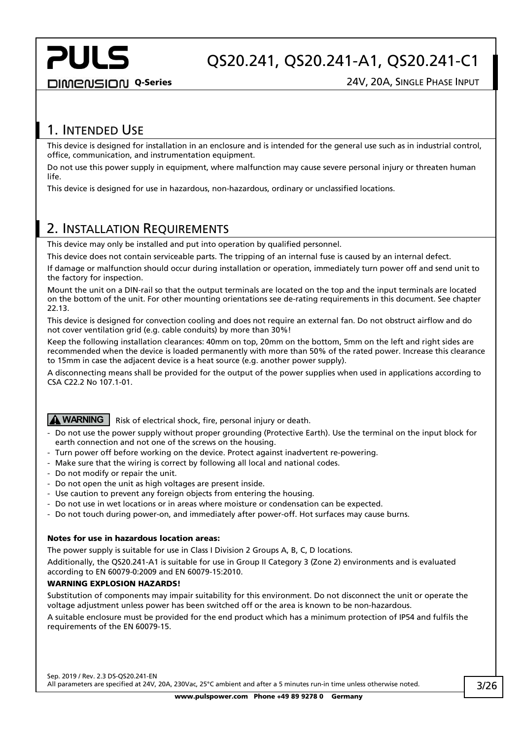## 1. Intended Use

This device is designed for installation in an enclosure and is intended for the general use such as in industrial control, office, communication, and instrumentation equipment.

Do not use this power supply in equipment, where malfunction may cause severe personal injury or threaten human life.

This device is designed for use in hazardous, non-hazardous, ordinary or unclassified locations.

## 2. Installation Requirements

This device may only be installed and put into operation by qualified personnel.

This device does not contain serviceable parts. The tripping of an internal fuse is caused by an internal defect.

If damage or malfunction should occur during installation or operation, immediately turn power off and send unit to the factory for inspection.

Mount the unit on a DIN-rail so that the output terminals are located on the top and the input terminals are located on the bottom of the unit. For other mounting orientations see de-rating requirements in this document. See chapter 22.13.

This device is designed for convection cooling and does not require an external fan. Do not obstruct airflow and do not cover ventilation grid (e.g. cable conduits) by more than 30%!

Keep the following installation clearances: 40mm on top, 20mm on the bottom, 5mm on the left and right sides are recommended when the device is loaded permanently with more than 50% of the rated power. Increase this clearance to 15mm in case the adjacent device is a heat source (e.g. another power supply).

A disconnecting means shall be provided for the output of the power supplies when used in applications according to CSA C22.2 No 107.1-01.

**⚠ WARNING** Risk of electrical shock, fire, personal injury or death.

- Do not use the power supply without proper grounding (Protective Earth). Use the terminal on the input block for earth connection and not one of the screws on the housing.
- Turn power off before working on the device. Protect against inadvertent re-powering.
- Make sure that the wiring is correct by following all local and national codes.
- Do not modify or repair the unit.
- Do not open the unit as high voltages are present inside.
- Use caution to prevent any foreign objects from entering the housing.
- Do not use in wet locations or in areas where moisture or condensation can be expected.
- Do not touch during power-on, and immediately after power-off. Hot surfaces may cause burns.

**Notes for use in hazardous location areas:**

The power supply is suitable for use in Class I Division 2 Groups A, B, C, D locations.

Additionally, the QS20.241-A1 is suitable for use in Group II Category 3 (Zone 2) environments and is evaluated according to EN 60079-0:2009 and EN 60079-15:2010.

**WARNING EXPLOSION HAZARDS!**

Substitution of components may impair suitability for this environment. Do not disconnect the unit or operate the voltage adjustment unless power has been switched off or the area is known to be non-hazardous.

A suitable enclosure must be provided for the end product which has a minimum protection of IP54 and fulfils the requirements of the EN 60079-15.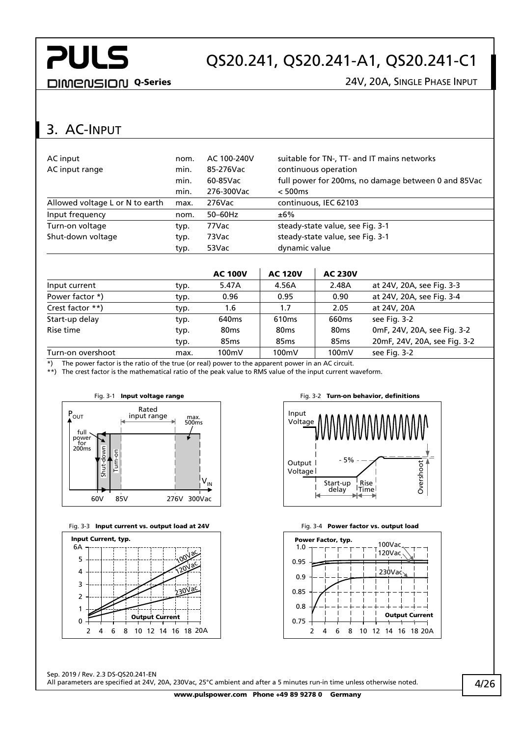## 3. AC-Input

| | | | |
|---|---|---|---|
| AC input | nom. | AC 100-240V | suitable for TN-, TT- and IT mains networks |
| AC input range | min. | 85-276Vac | continuous operation |
| | min. | 60-85Vac | full power for 200ms, no damage between 0 and 85Vac |
| | min. | 276-300Vac | < 500ms |
| Allowed voltage L or N to earth | max. | 276Vac | continuous, IEC 62103 |
| Input frequency | nom. | 50–60Hz | ±6% |
| Turn-on voltage | typ. | 77Vac | steady-state value, see Fig. 3-1 |
| Shut-down voltage | typ. | 73Vac | steady-state value, see Fig. 3-1 |
| | typ. | 53Vac | dynamic value |

| | | **AC 100V** | **AC 120V** | **AC 230V** | |
|---|---|---|---|---|---|
| Input current | typ. | 5.47A | 4.56A | 2.48A | at 24V, 20A, see Fig. 3-3 |
| Power factor *) | typ. | 0.96 | 0.95 | 0.90 | at 24V, 20A, see Fig. 3-4 |
| Crest factor **) | typ. | 1.6 | 1.7 | 2.05 | at 24V, 20A |
| Start-up delay | typ. | 640ms | 610ms | 660ms | see Fig. 3-2 |
| Rise time | typ. | 80ms | 80ms | 80ms | 0mF, 24V, 20A, see Fig. 3-2 |
| | typ. | 85ms | 85ms | 85ms | 20mF, 24V, 20A, see Fig. 3-2 |
| Turn-on overshoot | max. | 100mV | 100mV | 100mV | see Fig. 3-2 |

*) The power factor is the ratio of the true (or real) power to the apparent power in an AC circuit.

**) The crest factor is the mathematical ratio of the peak value to RMS value of the input current waveform.

Fig. 3-1 **Input voltage range**

Fig. 3-2 **Turn-on behavior, definitions**

Fig. 3-3 **Input current vs. output load at 24V**

Fig. 3-4 **Power factor vs. output load**

Sep. 2019 / Rev. 2.3 DS-QS20.241-EN

All parameters are specified at 24V, 20A, 230Vac, 25°C ambient and after a 5 minutes run-in time unless otherwise noted.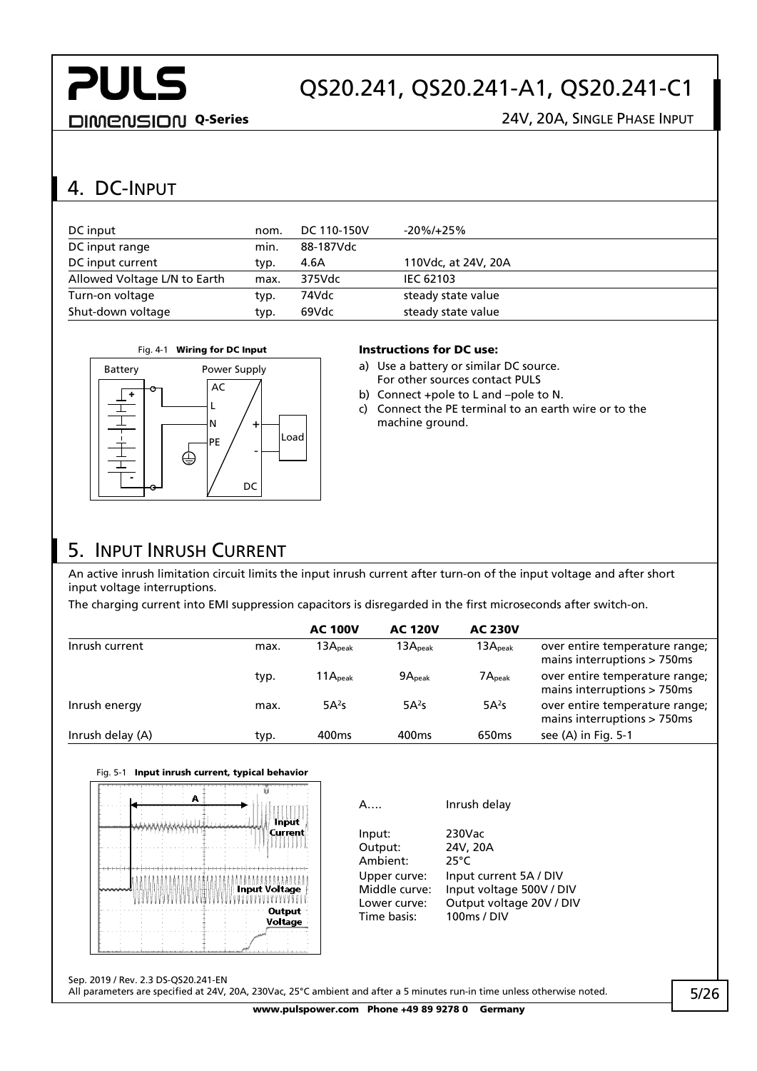## 4. DC-Input

| DC input | nom. | DC 110-150V | -20%/+25% |
|---|---|---|---|
| DC input range | min. | 88-187Vdc | |
| DC input current | typ. | 4.6A | 110Vdc, at 24V, 20A |
| Allowed Voltage L/N to Earth | max. | 375Vdc | IEC 62103 |
| Turn-on voltage | typ. | 74Vdc | steady state value |
| Shut-down voltage | typ. | 69Vdc | steady state value |

Fig. 4-1 **Wiring for DC Input**

**Instructions for DC use:**

a) Use a battery or similar DC source. For other sources contact PULS
b) Connect +pole to L and –pole to N.
c) Connect the PE terminal to an earth wire or to the machine ground.

## 5. Input Inrush Current

An active inrush limitation circuit limits the input inrush current after turn-on of the input voltage and after short input voltage interruptions.

The charging current into EMI suppression capacitors is disregarded in the first microseconds after switch-on.

| | | **AC 100V** | **AC 120V** | **AC 230V** | |
|---|---|---|---|---|---|
| Inrush current | max. | $13A_{peak}$ | $13A_{peak}$ | $13A_{peak}$ | over entire temperature range; mains interruptions > 750ms |
| | typ. | $11A_{peak}$ | $9A_{peak}$ | $7A_{peak}$ | over entire temperature range; mains interruptions > 750ms |
| Inrush energy | max. | $5A^2s$ | $5A^2s$ | $5A^2s$ | over entire temperature range; mains interruptions > 750ms |
| Inrush delay (A) | typ. | 400ms | 400ms | 650ms | see (A) in Fig. 5-1 |

Fig. 5-1 **Input inrush current, typical behavior**

A…. Inrush delay

Input: 230Vac
Output: 24V, 20A
Ambient: 25°C
Upper curve: Input current 5A / DIV
Middle curve: Input voltage 500V / DIV
Lower curve: Output voltage 20V / DIV
Time basis: 100ms / DIV

Sep. 2019 / Rev. 2.3 DS-QS20.241-EN
All parameters are specified at 24V, 20A, 230Vac, 25°C ambient and after a 5 minutes run-in time unless otherwise noted.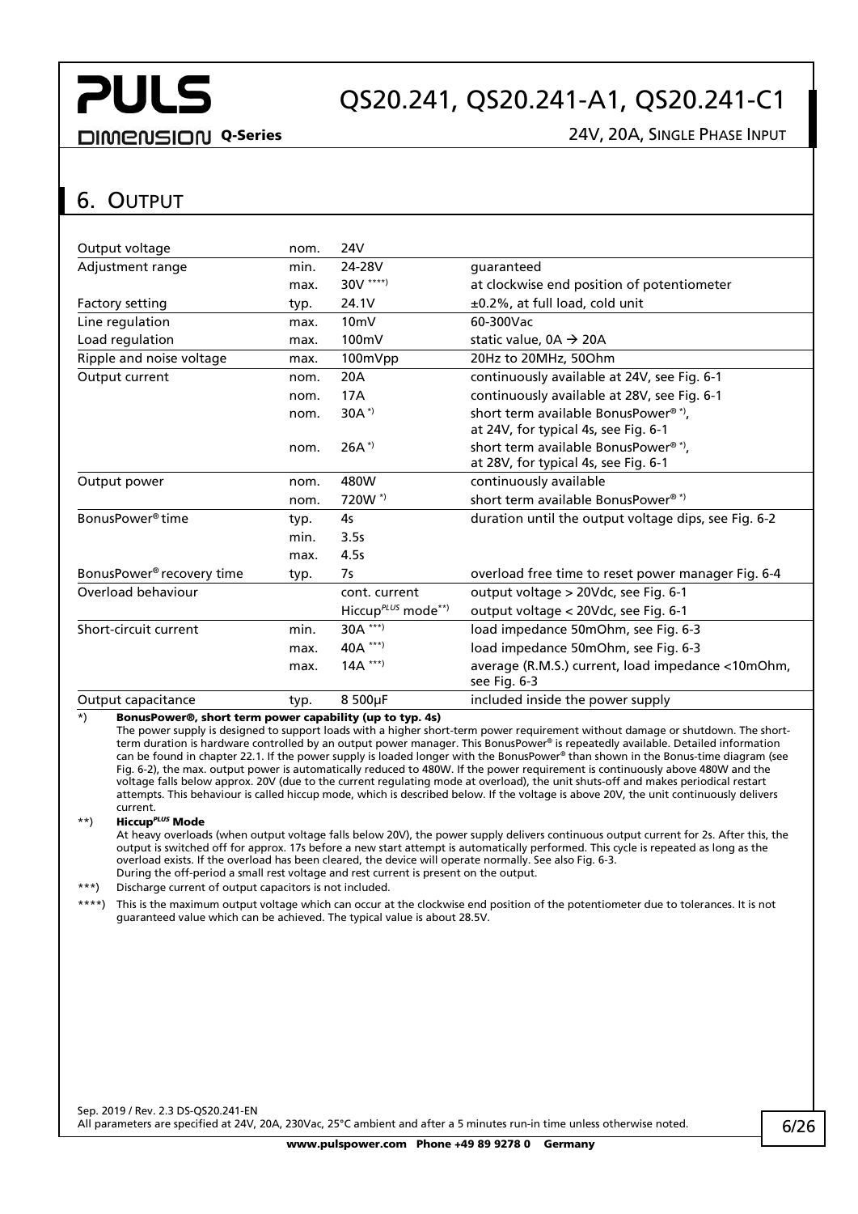## 6. Output

| | | | |
|---|---|---|---|
| Output voltage | nom. | 24V | |
| Adjustment range | min. | 24-28V | guaranteed |
| | max. | 30V ****) | at clockwise end position of potentiometer |
| Factory setting | typ. | 24.1V | ±0.2%, at full load, cold unit |
| Line regulation | max. | 10mV | 60-300Vac |
| Load regulation | max. | 100mV | static value, 0A → 20A |
| Ripple and noise voltage | max. | 100mVpp | 20Hz to 20MHz, 50Ohm |
| Output current | nom. | 20A | continuously available at 24V, see Fig. 6-1 |
| | nom. | 17A | continuously available at 28V, see Fig. 6-1 |
| | nom. | 30A *) | short term available BonusPower® *), at 24V, for typical 4s, see Fig. 6-1 |
| | nom. | 26A *) | short term available BonusPower® *), at 28V, for typical 4s, see Fig. 6-1 |
| Output power | nom. | 480W | continuously available |
| | nom. | 720W *) | short term available BonusPower® *) |
| BonusPower® time | typ. | 4s | duration until the output voltage dips, see Fig. 6-2 |
| | min. | 3.5s | |
| | max. | 4.5s | |
| BonusPower® recovery time | typ. | 7s | overload free time to reset power manager Fig. 6-4 |
| Overload behaviour | | cont. current | output voltage > 20Vdc, see Fig. 6-1 |
| | | Hiccup*PLUS* mode**) | output voltage < 20Vdc, see Fig. 6-1 |
| Short-circuit current | min. | 30A ***) | load impedance 50mOhm, see Fig. 6-3 |
| | max. | 40A ***) | load impedance 50mOhm, see Fig. 6-3 |
| | max. | 14A ***) | average (R.M.S.) current, load impedance <10mOhm, see Fig. 6-3 |
| Output capacitance | typ. | 8 500µF | included inside the power supply |

*) **BonusPower®, short term power capability (up to typ. 4s)**
The power supply is designed to support loads with a higher short-term power requirement without damage or shutdown. The short-term duration is hardware controlled by an output power manager. This BonusPower® is repeatedly available. Detailed information can be found in chapter 22.1. If the power supply is loaded longer with the BonusPower® than shown in the Bonus-time diagram (see Fig. 6-2), the max. output power is automatically reduced to 480W. If the power requirement is continuously above 480W and the voltage falls below approx. 20V (due to the current regulating mode at overload), the unit shuts-off and makes periodical restart attempts. This behaviour is called hiccup mode, which is described below. If the voltage is above 20V, the unit continuously delivers current.

**) **Hiccup*PLUS* Mode**
At heavy overloads (when output voltage falls below 20V), the power supply delivers continuous output current for 2s. After this, the output is switched off for approx. 17s before a new start attempt is automatically performed. This cycle is repeated as long as the overload exists. If the overload has been cleared, the device will operate normally. See also Fig. 6-3.
During the off-period a small rest voltage and rest current is present on the output.

***) Discharge current of output capacitors is not included.

****) This is the maximum output voltage which can occur at the clockwise end position of the potentiometer due to tolerances. It is not guaranteed value which can be achieved. The typical value is about 28.5V.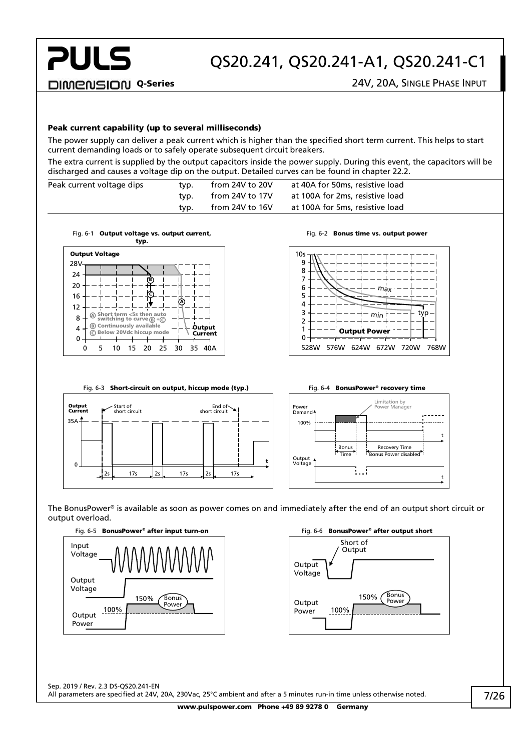### Peak current capability (up to several milliseconds)

The power supply can deliver a peak current which is higher than the specified short term current. This helps to start current demanding loads or to safely operate subsequent circuit breakers.

The extra current is supplied by the output capacitors inside the power supply. During this event, the capacitors will be discharged and causes a voltage dip on the output. Detailed curves can be found in chapter 22.2.

| | | | |
|---|---|---|---|
| Peak current voltage dips | typ. | from 24V to 20V | at 40A for 50ms, resistive load |
| | typ. | from 24V to 17V | at 100A for 2ms, resistive load |
| | typ. | from 24V to 16V | at 100A for 5ms, resistive load |

Fig. 6-1 **Output voltage vs. output current, typ.**

Fig. 6-2 **Bonus time vs. output power**

Fig. 6-3 **Short-circuit on output, hiccup mode (typ.)**

Fig. 6-4 **BonusPower® recovery time**

The BonusPower® is available as soon as power comes on and immediately after the end of an output short circuit or output overload.

Fig. 6-5 **BonusPower® after input turn-on**

Fig. 6-6 **BonusPower® after output short**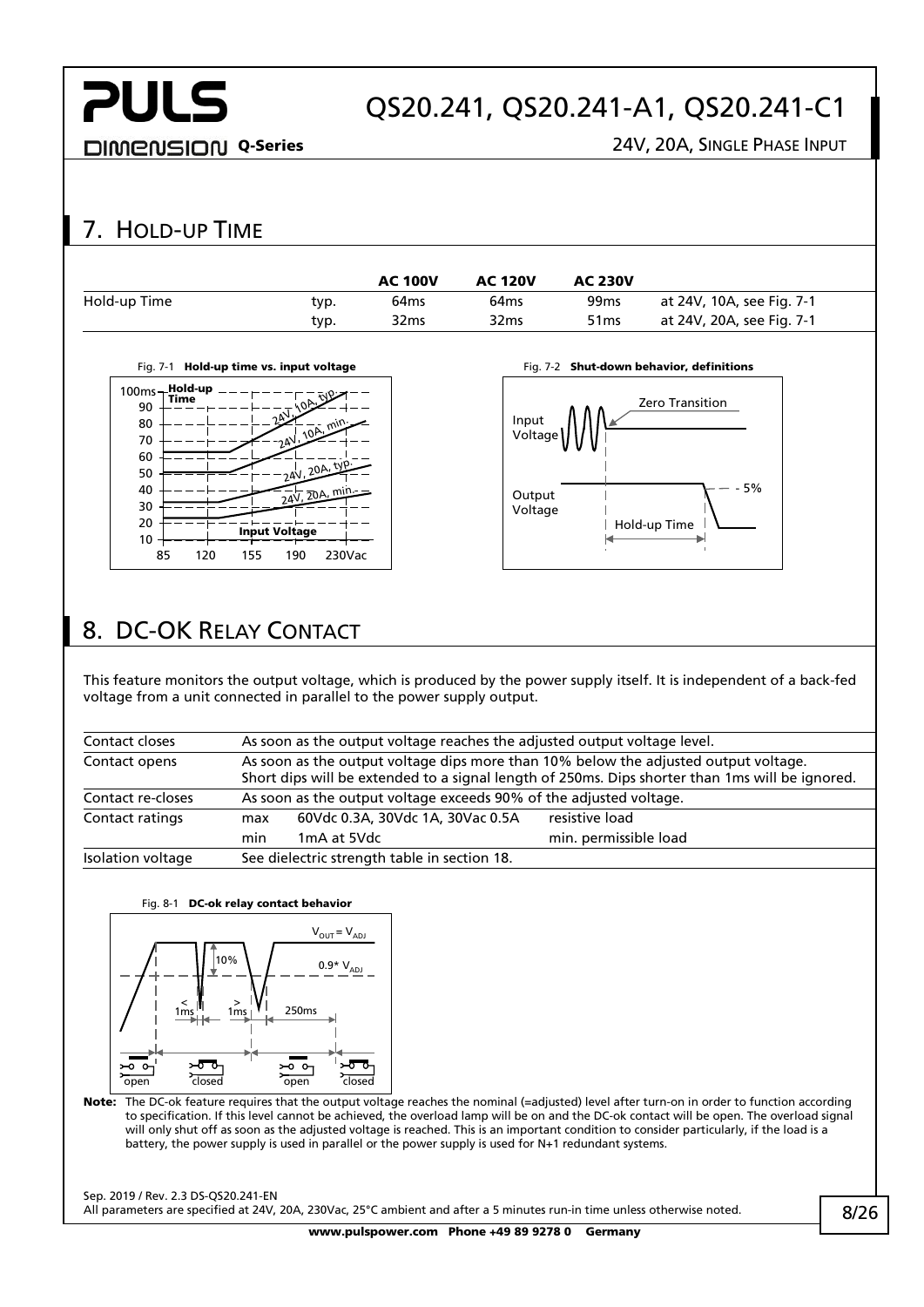## 7. Hold-up Time

| | | AC 100V | AC 120V | AC 230V | |
|---|---|---|---|---|---|
| Hold-up Time | typ. | 64ms | 64ms | 99ms | at 24V, 10A, see Fig. 7-1 |
| | typ. | 32ms | 32ms | 51ms | at 24V, 20A, see Fig. 7-1 |

Fig. 7-1 **Hold-up time vs. input voltage**

Fig. 7-2 **Shut-down behavior, definitions**

## 8. DC-OK Relay Contact

This feature monitors the output voltage, which is produced by the power supply itself. It is independent of a back-fed voltage from a unit connected in parallel to the power supply output.

| | | | |
|---|---|---|---|
| Contact closes | As soon as the output voltage reaches the adjusted output voltage level. | | |
| Contact opens | As soon as the output voltage dips more than 10% below the adjusted output voltage. Short dips will be extended to a signal length of 250ms. Dips shorter than 1ms will be ignored. | | |
| Contact re-closes | As soon as the output voltage exceeds 90% of the adjusted voltage. | | |
| Contact ratings | max | 60Vdc 0.3A, 30Vdc 1A, 30Vac 0.5A | resistive load |
| | min | 1mA at 5Vdc | min. permissible load |
| Isolation voltage | See dielectric strength table in section 18. | | |

Fig. 8-1 **DC-ok relay contact behavior**

**Note:** The DC-ok feature requires that the output voltage reaches the nominal (=adjusted) level after turn-on in order to function according to specification. If this level cannot be achieved, the overload lamp will be on and the DC-ok contact will be open. The overload signal will only shut off as soon as the adjusted voltage is reached. This is an important condition to consider particularly, if the load is a battery, the power supply is used in parallel or the power supply is used for N+1 redundant systems.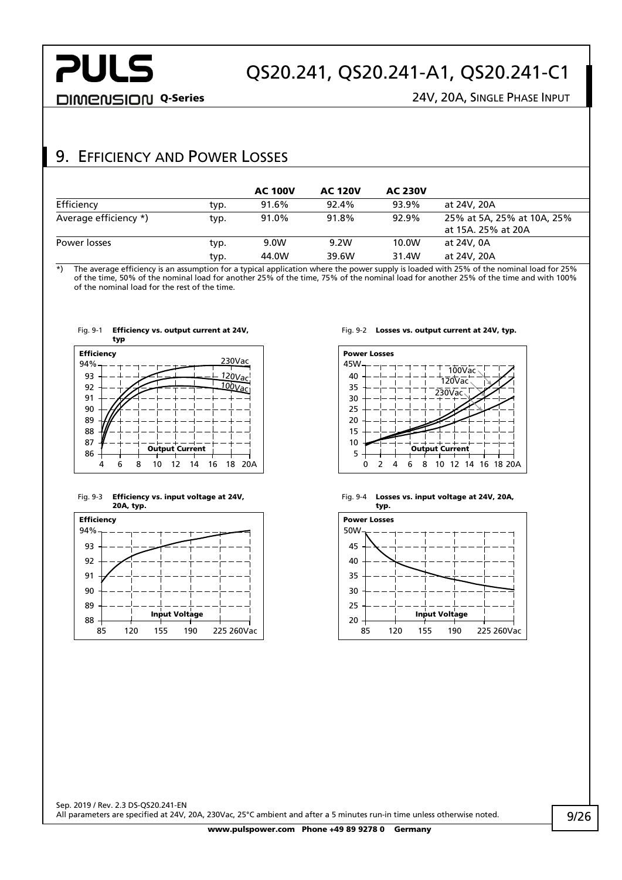## 9. Efficiency and Power Losses

| | | AC 100V | AC 120V | AC 230V | |
|---|---|---|---|---|---|
| Efficiency | typ. | 91.6% | 92.4% | 93.9% | at 24V, 20A |
| Average efficiency *) | typ. | 91.0% | 91.8% | 92.9% | 25% at 5A, 25% at 10A, 25% at 15A. 25% at 20A |
| Power losses | typ. | 9.0W | 9.2W | 10.0W | at 24V, 0A |
| | typ. | 44.0W | 39.6W | 31.4W | at 24V, 20A |

*) The average efficiency is an assumption for a typical application where the power supply is loaded with 25% of the nominal load for 25% of the time, 50% of the nominal load for another 25% of the time, 75% of the nominal load for another 25% of the time and with 100% of the nominal load for the rest of the time.

Fig. 9-1 **Efficiency vs. output current at 24V, typ**

Fig. 9-2 **Losses vs. output current at 24V, typ.**

Fig. 9-3 **Efficiency vs. input voltage at 24V, 20A, typ.**

Fig. 9-4 **Losses vs. input voltage at 24V, 20A, typ.**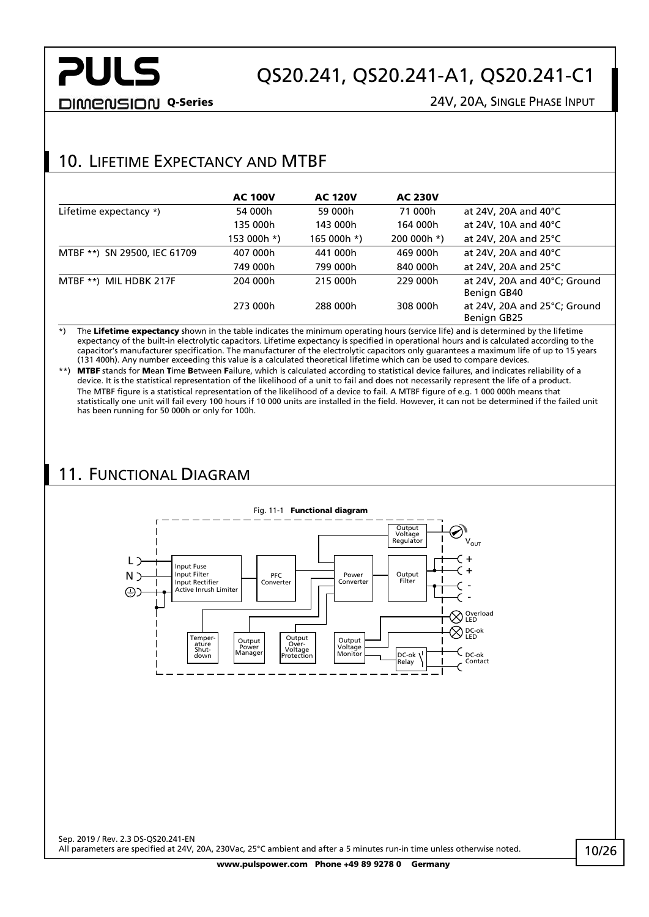## 10. Lifetime Expectancy and MTBF

| | **AC 100V** | **AC 120V** | **AC 230V** | |
|---|---|---|---|---|
| Lifetime expectancy *) | 54 000h | 59 000h | 71 000h | at 24V, 20A and 40°C |
| | 135 000h | 143 000h | 164 000h | at 24V, 10A and 40°C |
| | 153 000h *) | 165 000h *) | 200 000h *) | at 24V, 20A and 25°C |
| MTBF **) SN 29500, IEC 61709 | 407 000h | 441 000h | 469 000h | at 24V, 20A and 40°C |
| | 749 000h | 799 000h | 840 000h | at 24V, 20A and 25°C |
| MTBF **) MIL HDBK 217F | 204 000h | 215 000h | 229 000h | at 24V, 20A and 40°C; Ground Benign GB40 |
| | 273 000h | 288 000h | 308 000h | at 24V, 20A and 25°C; Ground Benign GB25 |

*) The **Lifetime expectancy** shown in the table indicates the minimum operating hours (service life) and is determined by the lifetime expectancy of the built-in electrolytic capacitors. Lifetime expectancy is specified in operational hours and is calculated according to the capacitor's manufacturer specification. The manufacturer of the electrolytic capacitors only guarantees a maximum life of up to 15 years (131 400h). Any number exceeding this value is a calculated theoretical lifetime which can be used to compare devices.

**) **MTBF** stands for **M**ean **T**ime **B**etween **F**ailure, which is calculated according to statistical device failures, and indicates reliability of a device. It is the statistical representation of the likelihood of a unit to fail and does not necessarily represent the life of a product.
The MTBF figure is a statistical representation of the likelihood of a device to fail. A MTBF figure of e.g. 1 000 000h means that statistically one unit will fail every 100 hours if 10 000 units are installed in the field. However, it can not be determined if the failed unit has been running for 50 000h or only for 100h.

## 11. Functional Diagram

Fig. 11-1 **Functional diagram**

L, N, ⏚ → Input Fuse, Input Filter, Input Rectifier, Active Inrush Limiter → PFC Converter → Power Converter → Output Filter → +, +, -, -

Output Voltage Regulator → $V_{OUT}$

Temperature Shut-down, Output Power Manager, Output Over-Voltage Protection, Output Voltage Monitor, DC-ok Relay

Overload LED, DC-ok LED, DC-ok Contact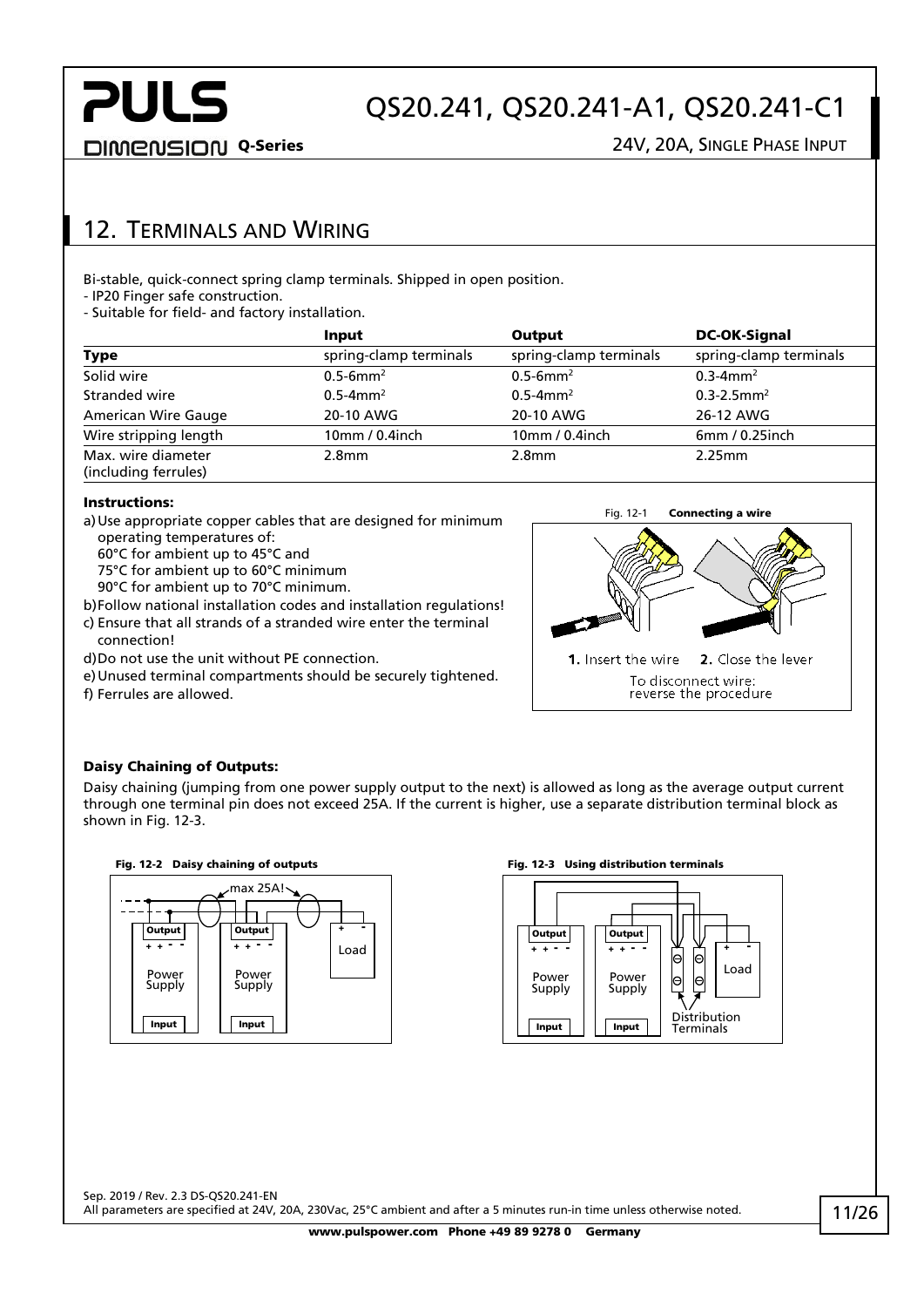## 12. Terminals and Wiring

Bi-stable, quick-connect spring clamp terminals. Shipped in open position.
- IP20 Finger safe construction.
- Suitable for field- and factory installation.

| | Input | Output | DC-OK-Signal |
|---|---|---|---|
| **Type** | spring-clamp terminals | spring-clamp terminals | spring-clamp terminals |
| Solid wire | 0.5-6mm² | 0.5-6mm² | 0.3-4mm² |
| Stranded wire | 0.5-4mm² | 0.5-4mm² | 0.3-2.5mm² |
| American Wire Gauge | 20-10 AWG | 20-10 AWG | 26-12 AWG |
| Wire stripping length | 10mm / 0.4inch | 10mm / 0.4inch | 6mm / 0.25inch |
| Max. wire diameter (including ferrules) | 2.8mm | 2.8mm | 2.25mm |

**Instructions:**

a) Use appropriate copper cables that are designed for minimum operating temperatures of:
60°C for ambient up to 45°C and
75°C for ambient up to 60°C minimum
90°C for ambient up to 70°C minimum.

b) Follow national installation codes and installation regulations!

c) Ensure that all strands of a stranded wire enter the terminal connection!

d) Do not use the unit without PE connection.

e) Unused terminal compartments should be securely tightened.

f) Ferrules are allowed.

Fig. 12-1 **Connecting a wire**

1. Insert the wire 2. Close the lever

To disconnect wire: reverse the procedure

**Daisy Chaining of Outputs:**

Daisy chaining (jumping from one power supply output to the next) is allowed as long as the average output current through one terminal pin does not exceed 25A. If the current is higher, use a separate distribution terminal block as shown in Fig. 12-3.

**Fig. 12-2 Daisy chaining of outputs**

**Fig. 12-3 Using distribution terminals**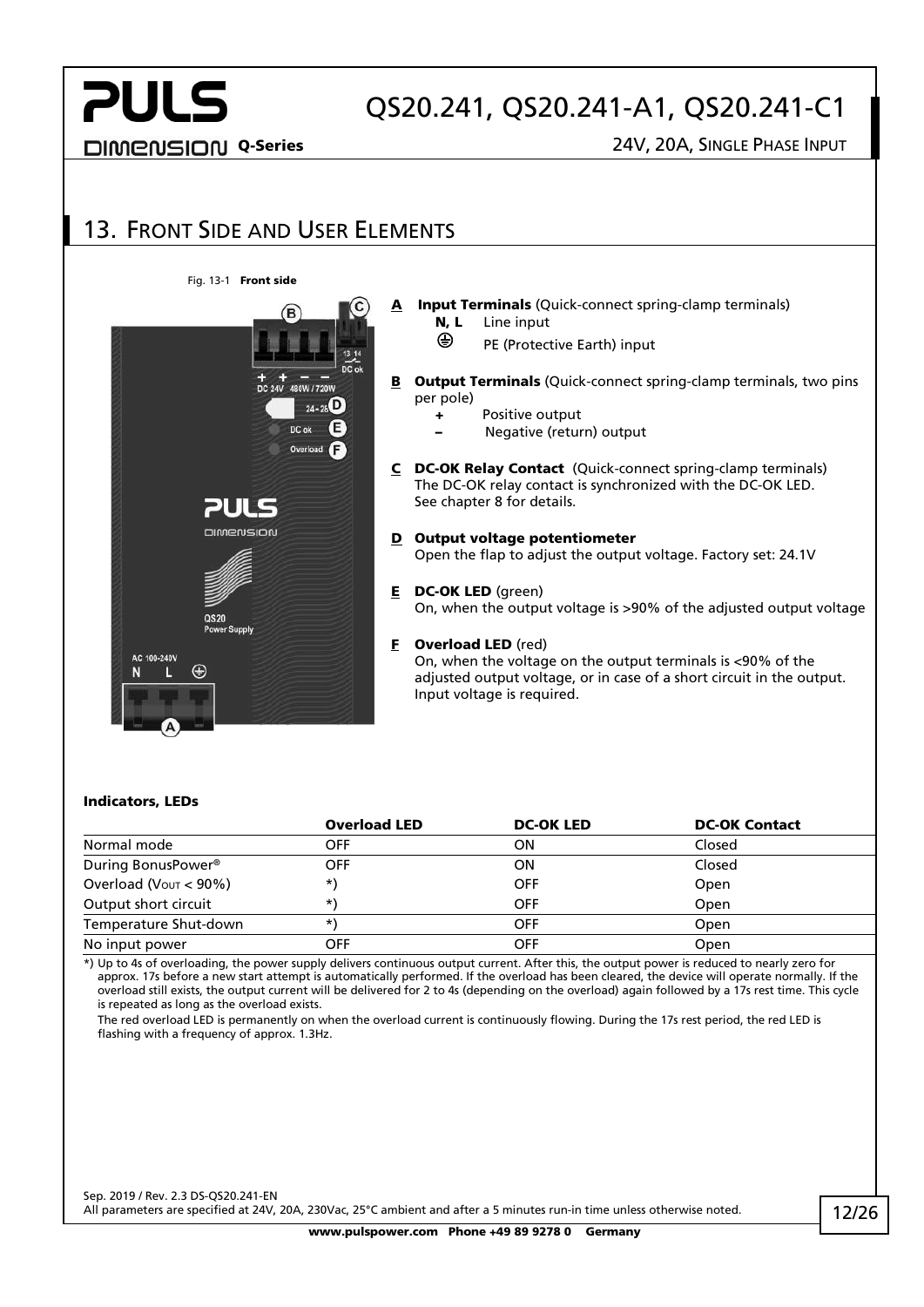## 13. Front Side and User Elements

Fig. 13-1 **Front side**

**A** **Input Terminals** (Quick-connect spring-clamp terminals)
- **N, L** Line input
- ⏚ PE (Protective Earth) input

**B** **Output Terminals** (Quick-connect spring-clamp terminals, two pins per pole)
- **+** Positive output
- **–** Negative (return) output

**C** **DC-OK Relay Contact** (Quick-connect spring-clamp terminals)
The DC-OK relay contact is synchronized with the DC-OK LED.
See chapter 8 for details.

**D** **Output voltage potentiometer**
Open the flap to adjust the output voltage. Factory set: 24.1V

**E** **DC-OK LED** (green)
On, when the output voltage is >90% of the adjusted output voltage

**F** **Overload LED** (red)
On, when the voltage on the output terminals is <90% of the adjusted output voltage, or in case of a short circuit in the output. Input voltage is required.

**Indicators, LEDs**

| | Overload LED | DC-OK LED | DC-OK Contact |
|---|---|---|---|
| Normal mode | OFF | ON | Closed |
| During BonusPower® | OFF | ON | Closed |
| Overload ($V_{OUT}$ < 90%) | *) | OFF | Open |
| Output short circuit | *) | OFF | Open |
| Temperature Shut-down | *) | OFF | Open |
| No input power | OFF | OFF | Open |

*) Up to 4s of overloading, the power supply delivers continuous output current. After this, the output power is reduced to nearly zero for approx. 17s before a new start attempt is automatically performed. If the overload has been cleared, the device will operate normally. If the overload still exists, the output current will be delivered for 2 to 4s (depending on the overload) again followed by a 17s rest time. This cycle is repeated as long as the overload exists.

The red overload LED is permanently on when the overload current is continuously flowing. During the 17s rest period, the red LED is flashing with a frequency of approx. 1.3Hz.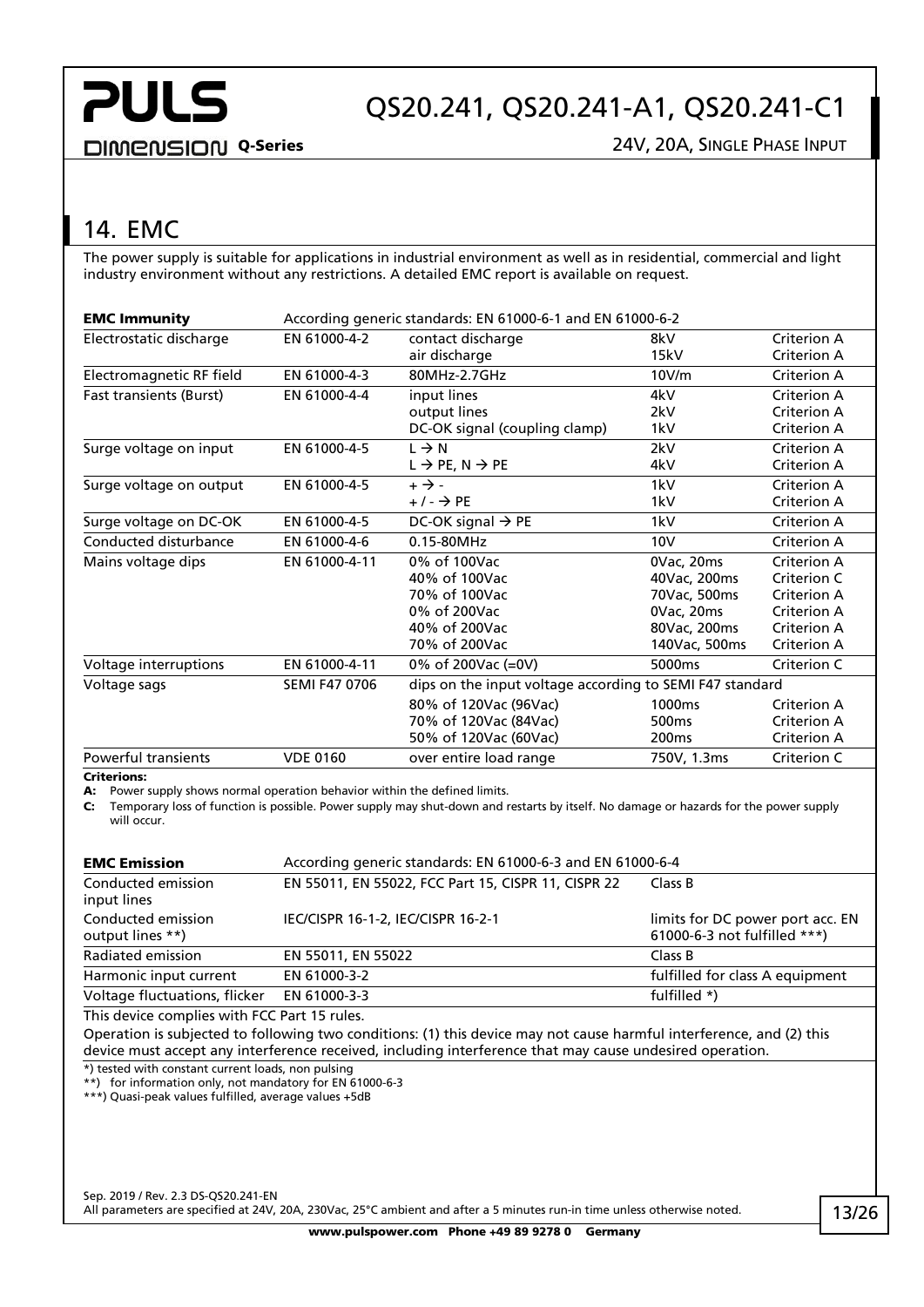## 14. EMC

The power supply is suitable for applications in industrial environment as well as in residential, commercial and light industry environment without any restrictions. A detailed EMC report is available on request.

| **EMC Immunity** | According generic standards: EN 61000-6-1 and EN 61000-6-2 | | | |
|---|---|---|---|---|
| Electrostatic discharge | EN 61000-4-2 | contact discharge<br>air discharge | 8kV<br>15kV | Criterion A<br>Criterion A |
| Electromagnetic RF field | EN 61000-4-3 | 80MHz-2.7GHz | 10V/m | Criterion A |
| Fast transients (Burst) | EN 61000-4-4 | input lines<br>output lines<br>DC-OK signal (coupling clamp) | 4kV<br>2kV<br>1kV | Criterion A<br>Criterion A<br>Criterion A |
| Surge voltage on input | EN 61000-4-5 | L → N<br>L → PE, N → PE | 2kV<br>4kV | Criterion A<br>Criterion A |
| Surge voltage on output | EN 61000-4-5 | + → -<br>+ / - → PE | 1kV<br>1kV | Criterion A<br>Criterion A |
| Surge voltage on DC-OK | EN 61000-4-5 | DC-OK signal → PE | 1kV | Criterion A |
| Conducted disturbance | EN 61000-4-6 | 0.15-80MHz | 10V | Criterion A |
| Mains voltage dips | EN 61000-4-11 | 0% of 100Vac<br>40% of 100Vac<br>70% of 100Vac<br>0% of 200Vac<br>40% of 200Vac<br>70% of 200Vac | 0Vac, 20ms<br>40Vac, 200ms<br>70Vac, 500ms<br>0Vac, 20ms<br>80Vac, 200ms<br>140Vac, 500ms | Criterion A<br>Criterion C<br>Criterion A<br>Criterion A<br>Criterion A<br>Criterion A |
| Voltage interruptions | EN 61000-4-11 | 0% of 200Vac (=0V) | 5000ms | Criterion C |
| Voltage sags | SEMI F47 0706 | dips on the input voltage according to SEMI F47 standard | | |
| | | 80% of 120Vac (96Vac)<br>70% of 120Vac (84Vac)<br>50% of 120Vac (60Vac) | 1000ms<br>500ms<br>200ms | Criterion A<br>Criterion A<br>Criterion A |
| Powerful transients | VDE 0160 | over entire load range | 750V, 1.3ms | Criterion C |

**Criterions:**

**A:** Power supply shows normal operation behavior within the defined limits.

**C:** Temporary loss of function is possible. Power supply may shut-down and restarts by itself. No damage or hazards for the power supply will occur.

| **EMC Emission** | According generic standards: EN 61000-6-3 and EN 61000-6-4 | |
|---|---|---|
| Conducted emission input lines | EN 55011, EN 55022, FCC Part 15, CISPR 11, CISPR 22 | Class B |
| Conducted emission output lines **) | IEC/CISPR 16-1-2, IEC/CISPR 16-2-1 | limits for DC power port acc. EN 61000-6-3 not fulfilled ***) |
| Radiated emission | EN 55011, EN 55022 | Class B |
| Harmonic input current | EN 61000-3-2 | fulfilled for class A equipment |
| Voltage fluctuations, flicker | EN 61000-3-3 | fulfilled *) |

This device complies with FCC Part 15 rules.

Operation is subjected to following two conditions: (1) this device may not cause harmful interference, and (2) this device must accept any interference received, including interference that may cause undesired operation.

*) tested with constant current loads, non pulsing

**) for information only, not mandatory for EN 61000-6-3

***) Quasi-peak values fulfilled, average values +5dB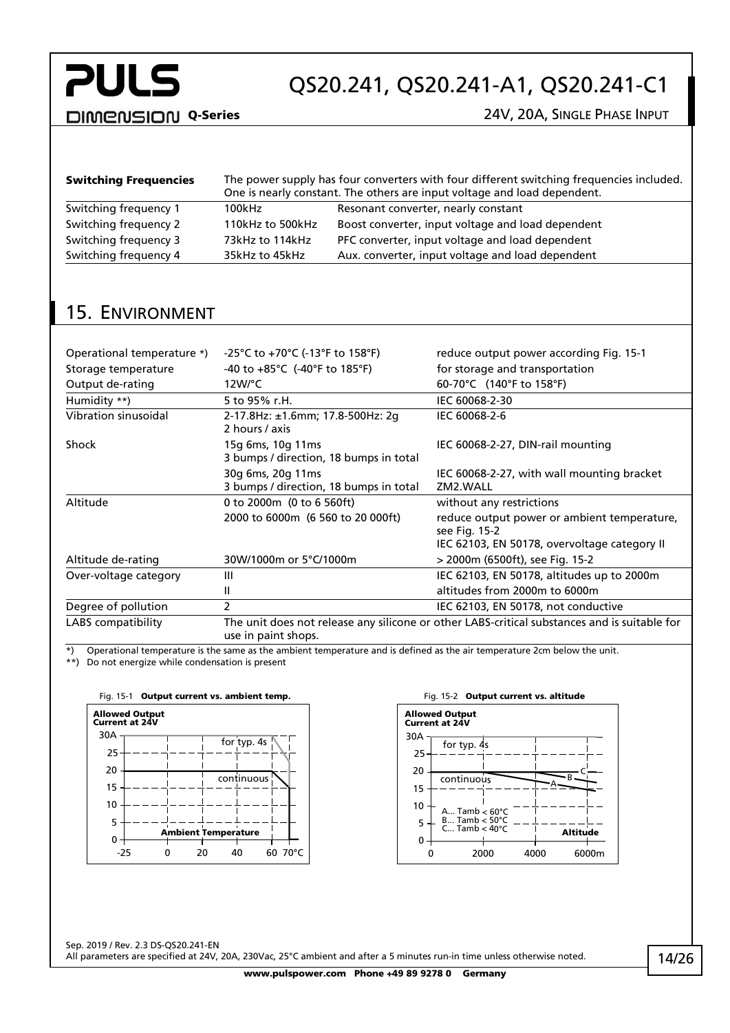| **Switching Frequencies** | The power supply has four converters with four different switching frequencies included. One is nearly constant. The others are input voltage and load dependent. | |
|---|---|---|
| Switching frequency 1 | 100kHz | Resonant converter, nearly constant |
| Switching frequency 2 | 110kHz to 500kHz | Boost converter, input voltage and load dependent |
| Switching frequency 3 | 73kHz to 114kHz | PFC converter, input voltage and load dependent |
| Switching frequency 4 | 35kHz to 45kHz | Aux. converter, input voltage and load dependent |

## 15. Environment

| | | |
|---|---|---|
| Operational temperature *) | -25°C to +70°C (-13°F to 158°F) | reduce output power according Fig. 15-1 |
| Storage temperature | -40 to +85°C (-40°F to 185°F) | for storage and transportation |
| Output de-rating | 12W/°C | 60-70°C (140°F to 158°F) |
| Humidity **) | 5 to 95% r.H. | IEC 60068-2-30 |
| Vibration sinusoidal | 2-17.8Hz: ±1.6mm; 17.8-500Hz: 2g<br>2 hours / axis | IEC 60068-2-6 |
| Shock | 15g 6ms, 10g 11ms<br>3 bumps / direction, 18 bumps in total | IEC 60068-2-27, DIN-rail mounting |
| | 30g 6ms, 20g 11ms<br>3 bumps / direction, 18 bumps in total | IEC 60068-2-27, with wall mounting bracket ZM2.WALL |
| Altitude | 0 to 2000m (0 to 6 560ft) | without any restrictions |
| | 2000 to 6000m (6 560 to 20 000ft) | reduce output power or ambient temperature, see Fig. 15-2<br>IEC 62103, EN 50178, overvoltage category II |
| Altitude de-rating | 30W/1000m or 5°C/1000m | > 2000m (6500ft), see Fig. 15-2 |
| Over-voltage category | III | IEC 62103, EN 50178, altitudes up to 2000m |
| | II | altitudes from 2000m to 6000m |
| Degree of pollution | 2 | IEC 62103, EN 50178, not conductive |
| LABS compatibility | The unit does not release any silicone or other LABS-critical substances and is suitable for use in paint shops. | |

*) Operational temperature is the same as the ambient temperature and is defined as the air temperature 2cm below the unit.
**) Do not energize while condensation is present

Fig. 15-1 **Output current vs. ambient temp.**

Fig. 15-2 **Output current vs. altitude**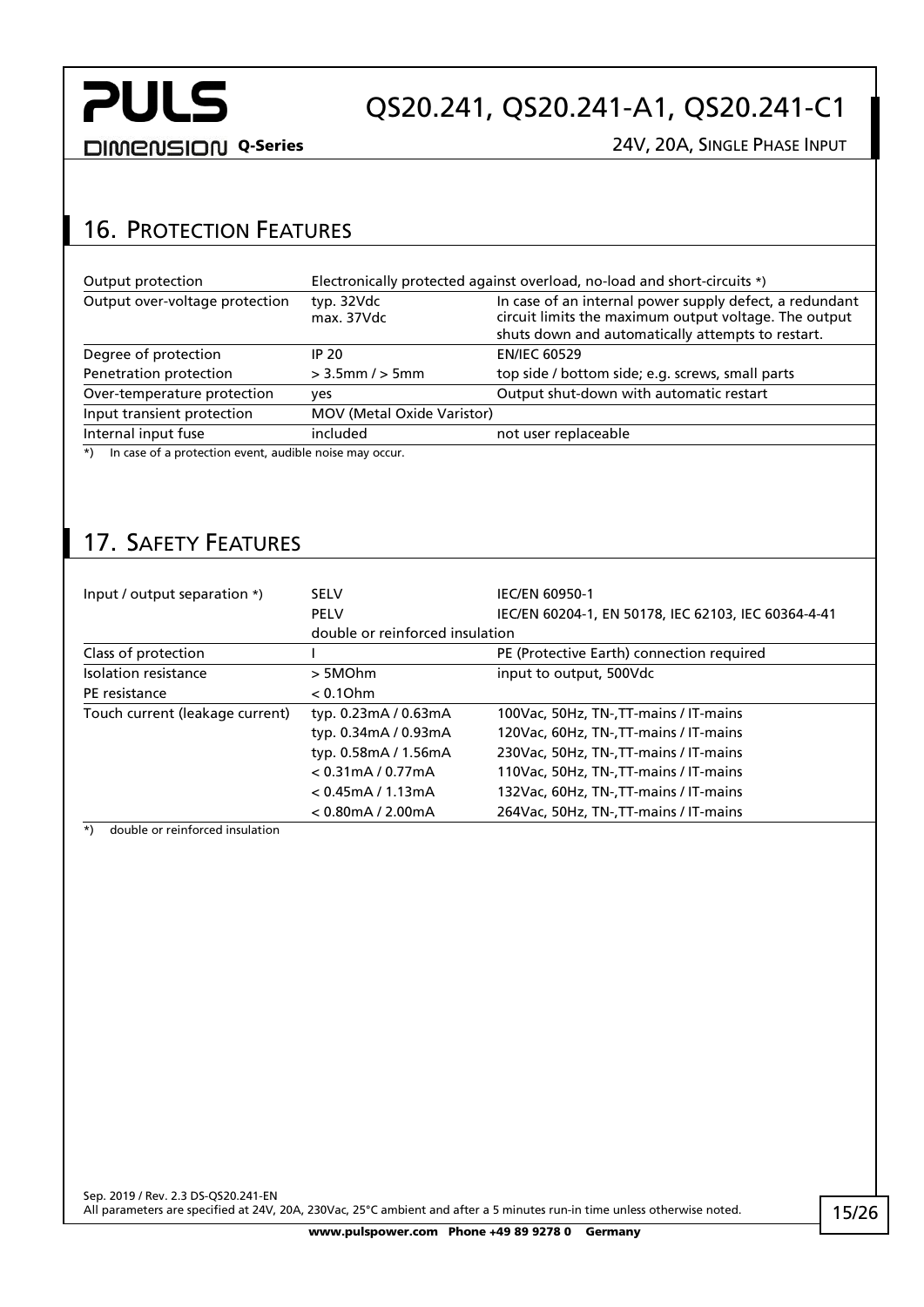## 16. Protection Features

| | | |
|---|---|---|
| Output protection | Electronically protected against overload, no-load and short-circuits *) | |
| Output over-voltage protection | typ. 32Vdc<br>max. 37Vdc | In case of an internal power supply defect, a redundant circuit limits the maximum output voltage. The output shuts down and automatically attempts to restart. |
| Degree of protection | IP 20 | EN/IEC 60529 |
| Penetration protection | > 3.5mm / > 5mm | top side / bottom side; e.g. screws, small parts |
| Over-temperature protection | yes | Output shut-down with automatic restart |
| Input transient protection | MOV (Metal Oxide Varistor) | |
| Internal input fuse | included | not user replaceable |

*) In case of a protection event, audible noise may occur.

## 17. Safety Features

| | | |
|---|---|---|
| Input / output separation *) | SELV | IEC/EN 60950-1 |
| | PELV | IEC/EN 60204-1, EN 50178, IEC 62103, IEC 60364-4-41 |
| | double or reinforced insulation | |
| Class of protection | I | PE (Protective Earth) connection required |
| Isolation resistance | > 5MOhm | input to output, 500Vdc |
| PE resistance | < 0.1Ohm | |
| Touch current (leakage current) | typ. 0.23mA / 0.63mA | 100Vac, 50Hz, TN-,TT-mains / IT-mains |
| | typ. 0.34mA / 0.93mA | 120Vac, 60Hz, TN-,TT-mains / IT-mains |
| | typ. 0.58mA / 1.56mA | 230Vac, 50Hz, TN-,TT-mains / IT-mains |
| | < 0.31mA / 0.77mA | 110Vac, 50Hz, TN-,TT-mains / IT-mains |
| | < 0.45mA / 1.13mA | 132Vac, 60Hz, TN-,TT-mains / IT-mains |
| | < 0.80mA / 2.00mA | 264Vac, 50Hz, TN-,TT-mains / IT-mains |

*) double or reinforced insulation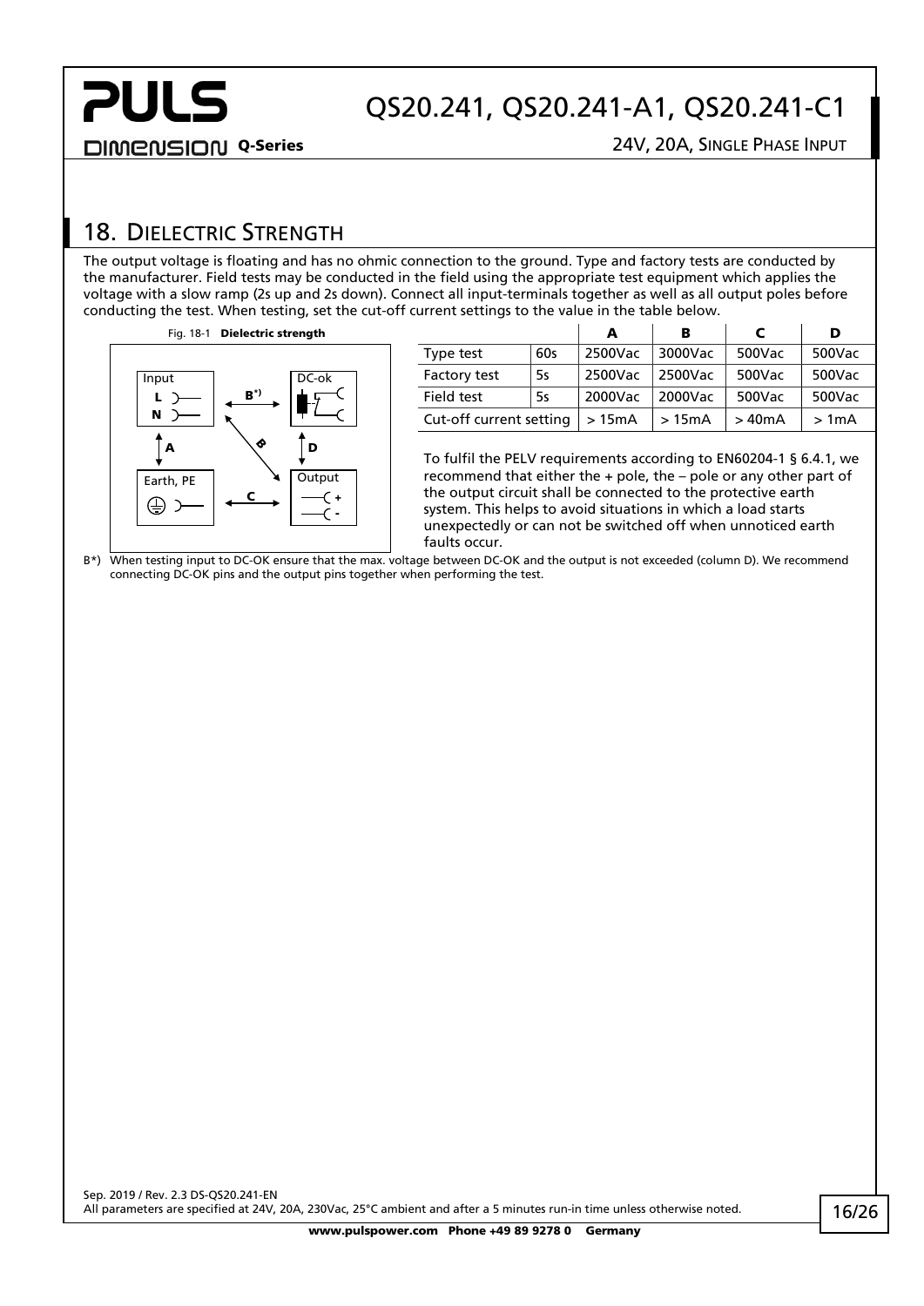## 18. Dielectric Strength

The output voltage is floating and has no ohmic connection to the ground. Type and factory tests are conducted by the manufacturer. Field tests may be conducted in the field using the appropriate test equipment which applies the voltage with a slow ramp (2s up and 2s down). Connect all input-terminals together as well as all output poles before conducting the test. When testing, set the cut-off current settings to the value in the table below.

Fig. 18-1 **Dielectric strength**

| | | A | B | C | D |
|---|---|---|---|---|---|
| Type test | 60s | 2500Vac | 3000Vac | 500Vac | 500Vac |
| Factory test | 5s | 2500Vac | 2500Vac | 500Vac | 500Vac |
| Field test | 5s | 2000Vac | 2000Vac | 500Vac | 500Vac |
| Cut-off current setting | | > 15mA | > 15mA | > 40mA | > 1mA |

To fulfil the PELV requirements according to EN60204-1 § 6.4.1, we recommend that either the + pole, the – pole or any other part of the output circuit shall be connected to the protective earth system. This helps to avoid situations in which a load starts unexpectedly or can not be switched off when unnoticed earth faults occur.

B*) When testing input to DC-OK ensure that the max. voltage between DC-OK and the output is not exceeded (column D). We recommend connecting DC-OK pins and the output pins together when performing the test.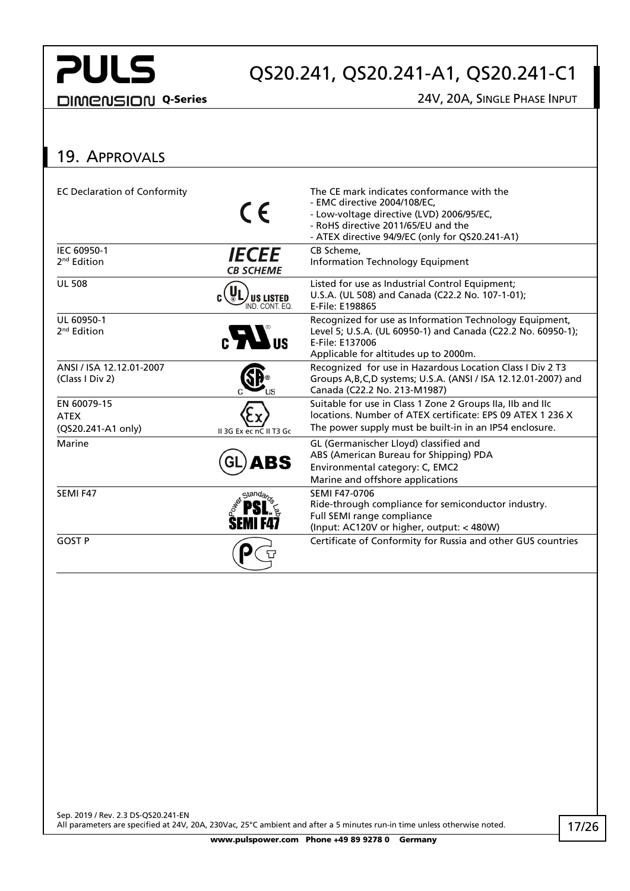## 19. Approvals

| | | |
|---|---|---|
| EC Declaration of Conformity | CE | The CE mark indicates conformance with the<br>- EMC directive 2004/108/EC,<br>- Low-voltage directive (LVD) 2006/95/EC,<br>- RoHS directive 2011/65/EU and the<br>- ATEX directive 94/9/EC (only for QS20.241-A1) |
| IEC 60950-1<br>2nd Edition | IECEE CB SCHEME | CB Scheme,<br>Information Technology Equipment |
| UL 508 | c UL US LISTED IND. CONT. EQ. | Listed for use as Industrial Control Equipment;<br>U.S.A. (UL 508) and Canada (C22.2 No. 107-1-01);<br>E-File: E198865 |
| UL 60950-1<br>2nd Edition | c RU US | Recognized for use as Information Technology Equipment, Level 5; U.S.A. (UL 60950-1) and Canada (C22.2 No. 60950-1);<br>E-File: E137006<br>Applicable for altitudes up to 2000m. |
| ANSI / ISA 12.12.01-2007<br>(Class I Div 2) | c SP US | Recognized for use in Hazardous Location Class I Div 2 T3 Groups A,B,C,D systems; U.S.A. (ANSI / ISA 12.12.01-2007) and Canada (C22.2 No. 213-M1987) |
| EN 60079-15<br>ATEX<br>(QS20.241-A1 only) | Ex<br>II 3G Ex ec nC II T3 Gc | Suitable for use in Class 1 Zone 2 Groups IIa, IIb and IIc locations. Number of ATEX certificate: EPS 09 ATEX 1 236 X<br>The power supply must be built-in in an IP54 enclosure. |
| Marine | GL ABS | GL (Germanischer Lloyd) classified and<br>ABS (American Bureau for Shipping) PDA<br>Environmental category: C, EMC2<br>Marine and offshore applications |
| SEMI F47 | Power Standards Lab PSL SEMI F47 | SEMI F47-0706<br>Ride-through compliance for semiconductor industry.<br>Full SEMI range compliance<br>(Input: AC120V or higher, output: < 480W) |
| GOST P | PC | Certificate of Conformity for Russia and other GUS countries |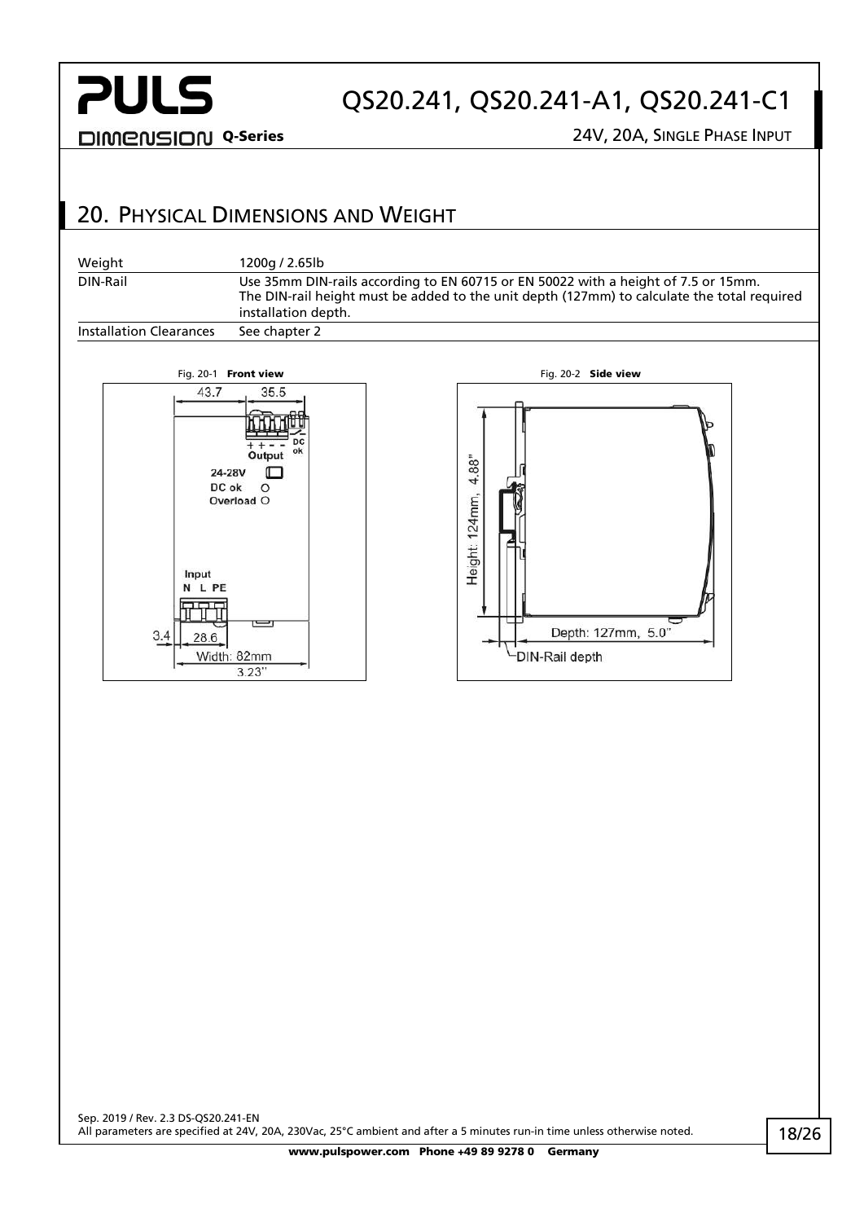## 20. Physical Dimensions and Weight

| Weight | 1200g / 2.65lb |
|---|---|
| DIN-Rail | Use 35mm DIN-rails according to EN 60715 or EN 50022 with a height of 7.5 or 15mm. The DIN-rail height must be added to the unit depth (127mm) to calculate the total required installation depth. |
| Installation Clearances | See chapter 2 |

Fig. 20-1 **Front view**

Fig. 20-2 **Side view**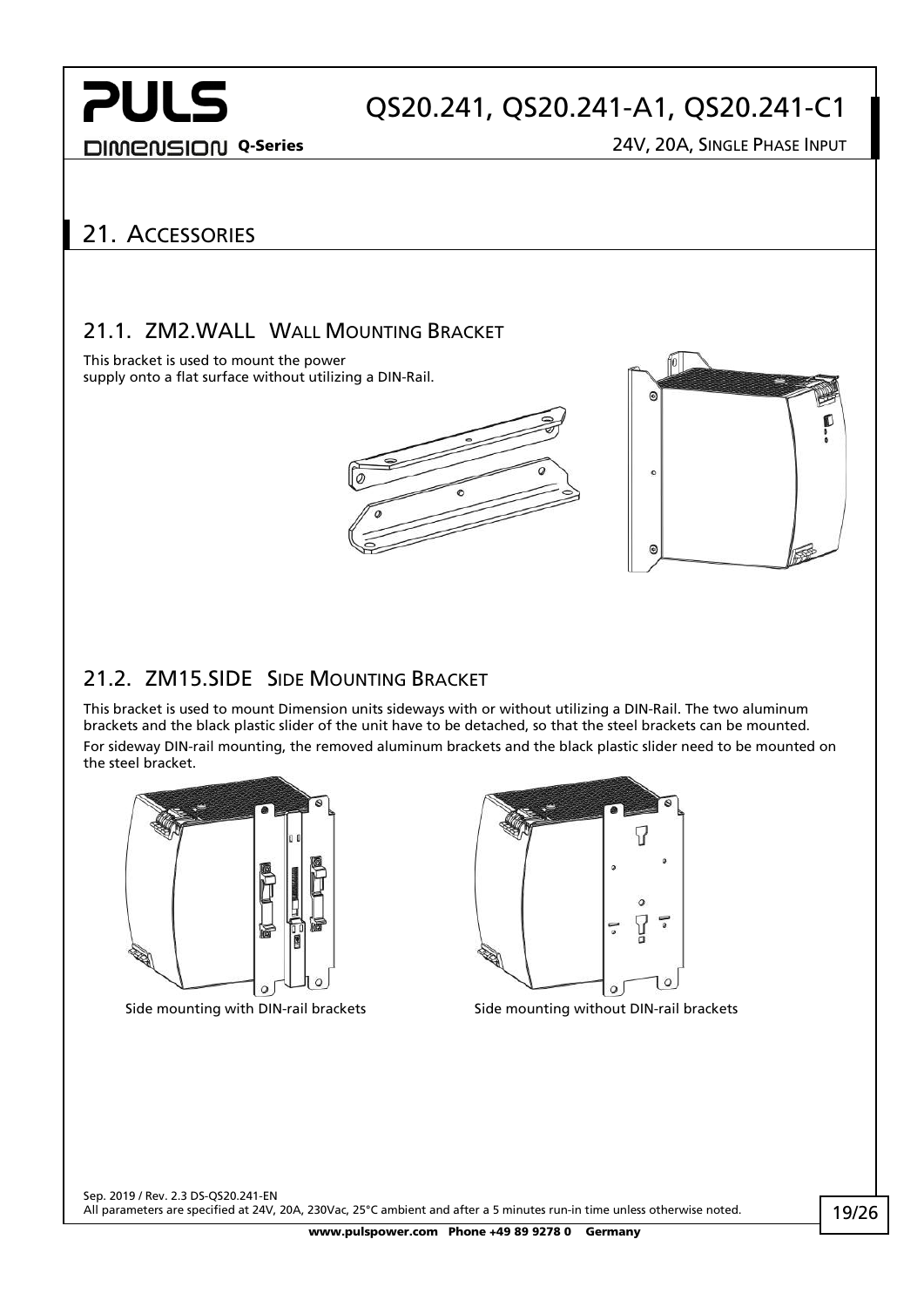# 21. Accessories

## 21.1. ZM2.WALL Wall Mounting Bracket

This bracket is used to mount the power supply onto a flat surface without utilizing a DIN-Rail.

## 21.2. ZM15.SIDE Side Mounting Bracket

This bracket is used to mount Dimension units sideways with or without utilizing a DIN-Rail. The two aluminum brackets and the black plastic slider of the unit have to be detached, so that the steel brackets can be mounted.

For sideway DIN-rail mounting, the removed aluminum brackets and the black plastic slider need to be mounted on the steel bracket.

Side mounting with DIN-rail brackets

Side mounting without DIN-rail brackets

Sep. 2019 / Rev. 2.3 DS-QS20.241-EN

All parameters are specified at 24V, 20A, 230Vac, 25°C ambient and after a 5 minutes run-in time unless otherwise noted.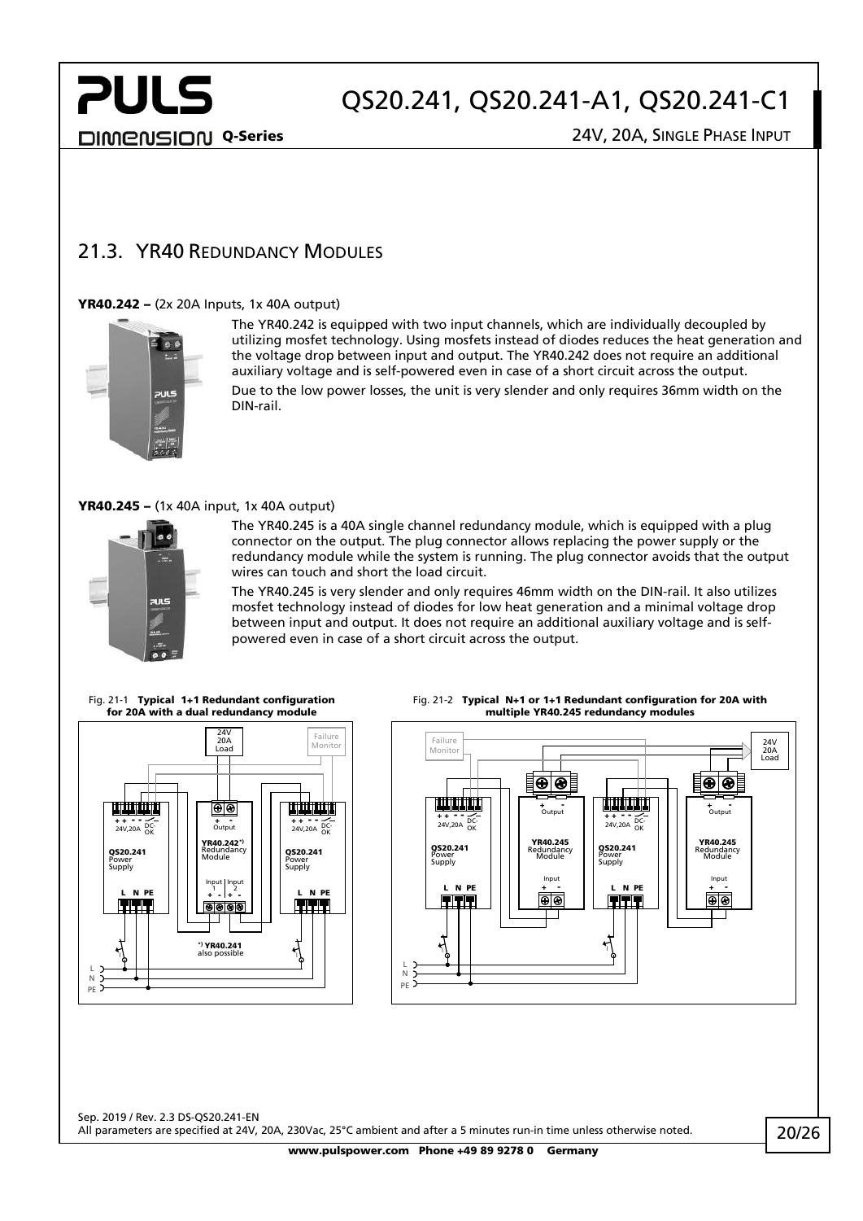## 21.3. YR40 Redundancy Modules

**YR40.242 –** (2x 20A Inputs, 1x 40A output)

The YR40.242 is equipped with two input channels, which are individually decoupled by utilizing mosfet technology. Using mosfets instead of diodes reduces the heat generation and the voltage drop between input and output. The YR40.242 does not require an additional auxiliary voltage and is self-powered even in case of a short circuit across the output.

Due to the low power losses, the unit is very slender and only requires 36mm width on the DIN-rail.

**YR40.245 –** (1x 40A input, 1x 40A output)

The YR40.245 is a 40A single channel redundancy module, which is equipped with a plug connector on the output. The plug connector allows replacing the power supply or the redundancy module while the system is running. The plug connector avoids that the output wires can touch and short the load circuit.

The YR40.245 is very slender and only requires 46mm width on the DIN-rail. It also utilizes mosfet technology instead of diodes for low heat generation and a minimal voltage drop between input and output. It does not require an additional auxiliary voltage and is self-powered even in case of a short circuit across the output.

Fig. 21-1 **Typical 1+1 Redundant configuration for 20A with a dual redundancy module**

Fig. 21-2 **Typical N+1 or 1+1 Redundant configuration for 20A with multiple YR40.245 redundancy modules**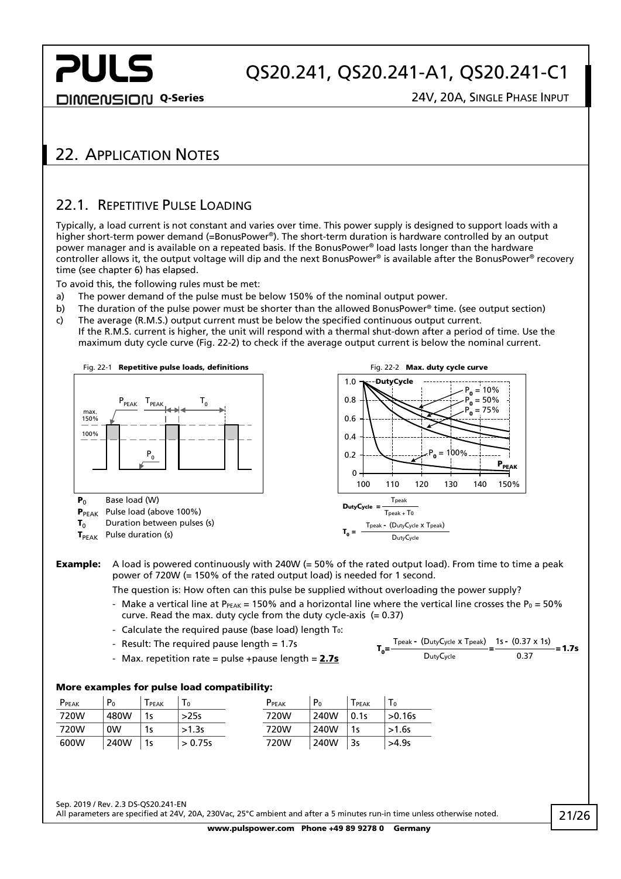## 22. Application Notes

### 22.1. Repetitive Pulse Loading

Typically, a load current is not constant and varies over time. This power supply is designed to support loads with a higher short-term power demand (=BonusPower®). The short-term duration is hardware controlled by an output power manager and is available on a repeated basis. If the BonusPower® load lasts longer than the hardware controller allows it, the output voltage will dip and the next BonusPower® is available after the BonusPower® recovery time (see chapter 6) has elapsed.

To avoid this, the following rules must be met:

a) The power demand of the pulse must be below 150% of the nominal output power.
b) The duration of the pulse power must be shorter than the allowed BonusPower® time. (see output section)
c) The average (R.M.S.) output current must be below the specified continuous output current. If the R.M.S. current is higher, the unit will respond with a thermal shut-down after a period of time. Use the maximum duty cycle curve (Fig. 22-2) to check if the average output current is below the nominal current.

Fig. 22-1 **Repetitive pulse loads, definitions**

- $P_0$ Base load (W)
- $P_{PEAK}$ Pulse load (above 100%)
- $T_0$ Duration between pulses (s)
- $T_{PEAK}$ Pulse duration (s)

Fig. 22-2 **Max. duty cycle curve**

$$\text{DutyCycle} = \frac{T_{peak}}{T_{peak} + T_0}$$

$$T_0 = \frac{T_{peak} - (\text{DutyCycle} \times T_{peak})}{\text{DutyCycle}}$$

**Example:** A load is powered continuously with 240W (= 50% of the rated output load). From time to time a peak power of 720W (= 150% of the rated output load) is needed for 1 second.

The question is: How often can this pulse be supplied without overloading the power supply?

- Make a vertical line at $P_{PEAK}$ = 150% and a horizontal line where the vertical line crosses the $P_0$ = 50% curve. Read the max. duty cycle from the duty cycle-axis (= 0.37)
- Calculate the required pause (base load) length $T_0$:
- Result: The required pause length = 1.7s
- Max. repetition rate = pulse +pause length = **2.7s**

$$T_0 = \frac{T_{peak} - (\text{DutyCycle} \times T_{peak})}{\text{DutyCycle}} = \frac{1s - (0.37 \times 1s)}{0.37} = \mathbf{1.7s}$$

**More examples for pulse load compatibility:**

| $P_{PEAK}$ | $P_0$ | $T_{PEAK}$ | $T_0$ |
|---|---|---|---|
| 720W | 480W | 1s | >25s |
| 720W | 0W | 1s | >1.3s |
| 600W | 240W | 1s | > 0.75s |

| $P_{PEAK}$ | $P_0$ | $T_{PEAK}$ | $T_0$ |
|---|---|---|---|
| 720W | 240W | 0.1s | >0.16s |
| 720W | 240W | 1s | >1.6s |
| 720W | 240W | 3s | >4.9s |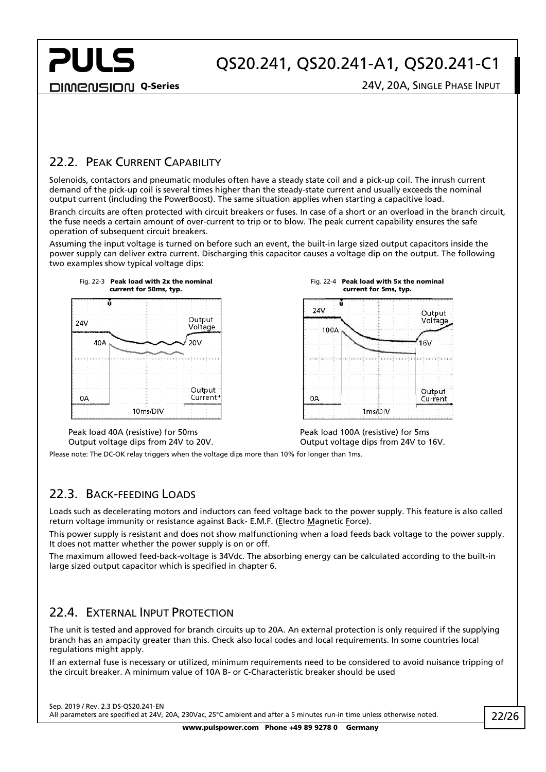## 22.2. PEAK CURRENT CAPABILITY

Solenoids, contactors and pneumatic modules often have a steady state coil and a pick-up coil. The inrush current demand of the pick-up coil is several times higher than the steady-state current and usually exceeds the nominal output current (including the PowerBoost). The same situation applies when starting a capacitive load.

Branch circuits are often protected with circuit breakers or fuses. In case of a short or an overload in the branch circuit, the fuse needs a certain amount of over-current to trip or to blow. The peak current capability ensures the safe operation of subsequent circuit breakers.

Assuming the input voltage is turned on before such an event, the built-in large sized output capacitors inside the power supply can deliver extra current. Discharging this capacitor causes a voltage dip on the output. The following two examples show typical voltage dips:

**Fig. 22-3 Peak load with 2x the nominal current for 50ms, typ.**

Peak load 40A (resistive) for 50ms
Output voltage dips from 24V to 20V.

**Fig. 22-4 Peak load with 5x the nominal current for 5ms, typ.**

Peak load 100A (resistive) for 5ms
Output voltage dips from 24V to 16V.

Please note: The DC-OK relay triggers when the voltage dips more than 10% for longer than 1ms.

## 22.3. BACK-FEEDING LOADS

Loads such as decelerating motors and inductors can feed voltage back to the power supply. This feature is also called return voltage immunity or resistance against Back- E.M.F. (Electro Magnetic Force).

This power supply is resistant and does not show malfunctioning when a load feeds back voltage to the power supply. It does not matter whether the power supply is on or off.

The maximum allowed feed-back-voltage is 34Vdc. The absorbing energy can be calculated according to the built-in large sized output capacitor which is specified in chapter 6.

## 22.4. EXTERNAL INPUT PROTECTION

The unit is tested and approved for branch circuits up to 20A. An external protection is only required if the supplying branch has an ampacity greater than this. Check also local codes and local requirements. In some countries local regulations might apply.

If an external fuse is necessary or utilized, minimum requirements need to be considered to avoid nuisance tripping of the circuit breaker. A minimum value of 10A B- or C-Characteristic breaker should be used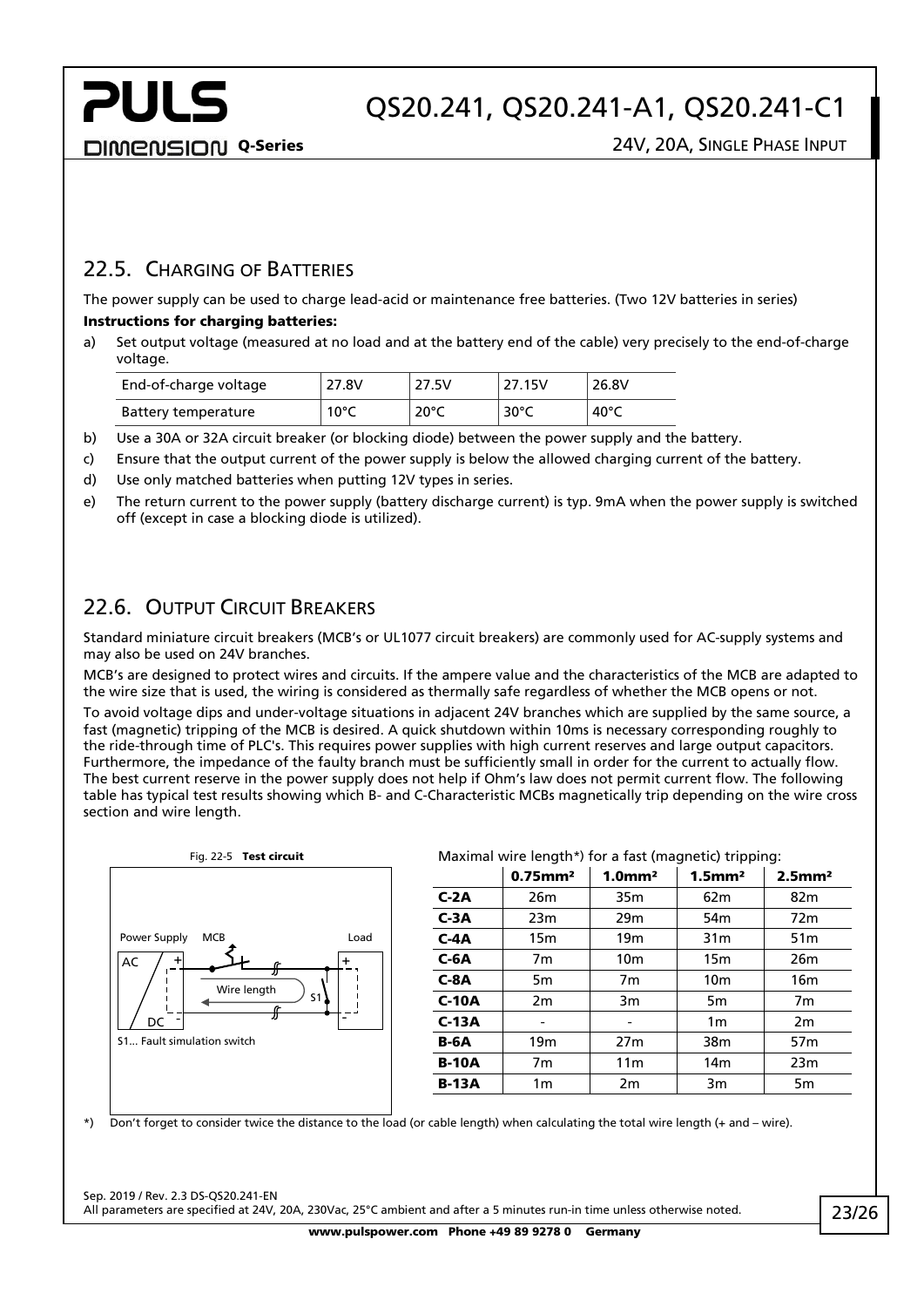## 22.5. Charging of Batteries

The power supply can be used to charge lead-acid or maintenance free batteries. (Two 12V batteries in series)

**Instructions for charging batteries:**

a) Set output voltage (measured at no load and at the battery end of the cable) very precisely to the end-of-charge voltage.

| End-of-charge voltage | 27.8V | 27.5V | 27.15V | 26.8V |
|---|---|---|---|---|
| Battery temperature | 10°C | 20°C | 30°C | 40°C |

b) Use a 30A or 32A circuit breaker (or blocking diode) between the power supply and the battery.

c) Ensure that the output current of the power supply is below the allowed charging current of the battery.

d) Use only matched batteries when putting 12V types in series.

e) The return current to the power supply (battery discharge current) is typ. 9mA when the power supply is switched off (except in case a blocking diode is utilized).

## 22.6. Output Circuit Breakers

Standard miniature circuit breakers (MCB's or UL1077 circuit breakers) are commonly used for AC-supply systems and may also be used on 24V branches.

MCB's are designed to protect wires and circuits. If the ampere value and the characteristics of the MCB are adapted to the wire size that is used, the wiring is considered as thermally safe regardless of whether the MCB opens or not.

To avoid voltage dips and under-voltage situations in adjacent 24V branches which are supplied by the same source, a fast (magnetic) tripping of the MCB is desired. A quick shutdown within 10ms is necessary corresponding roughly to the ride-through time of PLC's. This requires power supplies with high current reserves and large output capacitors. Furthermore, the impedance of the faulty branch must be sufficiently small in order for the current to actually flow. The best current reserve in the power supply does not help if Ohm's law does not permit current flow. The following table has typical test results showing which B- and C-Characteristic MCBs magnetically trip depending on the wire cross section and wire length.

Fig. 22-5 **Test circuit**

Power Supply, MCB, Load, AC, DC, Wire length, S1

S1... Fault simulation switch

Maximal wire length*) for a fast (magnetic) tripping:

| | 0.75mm² | 1.0mm² | 1.5mm² | 2.5mm² |
|---|---|---|---|---|
| **C-2A** | 26m | 35m | 62m | 82m |
| **C-3A** | 23m | 29m | 54m | 72m |
| **C-4A** | 15m | 19m | 31m | 51m |
| **C-6A** | 7m | 10m | 15m | 26m |
| **C-8A** | 5m | 7m | 10m | 16m |
| **C-10A** | 2m | 3m | 5m | 7m |
| **C-13A** | - | - | 1m | 2m |
| **B-6A** | 19m | 27m | 38m | 57m |
| **B-10A** | 7m | 11m | 14m | 23m |
| **B-13A** | 1m | 2m | 3m | 5m |

*) Don't forget to consider twice the distance to the load (or cable length) when calculating the total wire length (+ and – wire).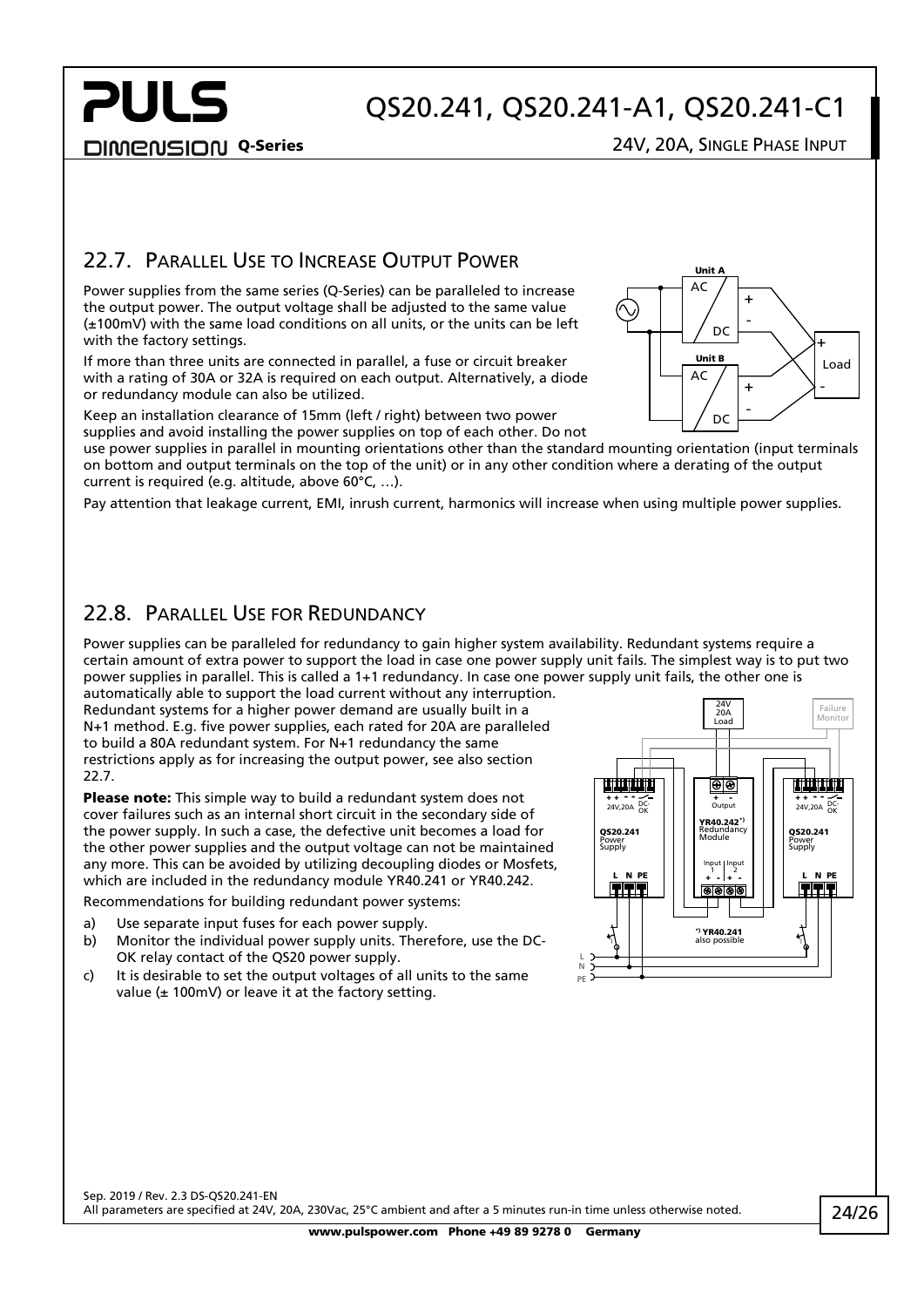## 22.7. Parallel Use to Increase Output Power

Power supplies from the same series (Q-Series) can be paralleled to increase the output power. The output voltage shall be adjusted to the same value (±100mV) with the same load conditions on all units, or the units can be left with the factory settings.

If more than three units are connected in parallel, a fuse or circuit breaker with a rating of 30A or 32A is required on each output. Alternatively, a diode or redundancy module can also be utilized.

Keep an installation clearance of 15mm (left / right) between two power supplies and avoid installing the power supplies on top of each other. Do not use power supplies in parallel in mounting orientations other than the standard mounting orientation (input terminals on bottom and output terminals on the top of the unit) or in any other condition where a derating of the output current is required (e.g. altitude, above 60°C, …).

Pay attention that leakage current, EMI, inrush current, harmonics will increase when using multiple power supplies.

## 22.8. Parallel Use for Redundancy

Power supplies can be paralleled for redundancy to gain higher system availability. Redundant systems require a certain amount of extra power to support the load in case one power supply unit fails. The simplest way is to put two power supplies in parallel. This is called a 1+1 redundancy. In case one power supply unit fails, the other one is automatically able to support the load current without any interruption. Redundant systems for a higher power demand are usually built in a N+1 method. E.g. five power supplies, each rated for 20A are paralleled to build a 80A redundant system. For N+1 redundancy the same restrictions apply as for increasing the output power, see also section 22.7.

**Please note:** This simple way to build a redundant system does not cover failures such as an internal short circuit in the secondary side of the power supply. In such a case, the defective unit becomes a load for the other power supplies and the output voltage can not be maintained any more. This can be avoided by utilizing decoupling diodes or Mosfets, which are included in the redundancy module YR40.241 or YR40.242.

Recommendations for building redundant power systems:

a) Use separate input fuses for each power supply.
b) Monitor the individual power supply units. Therefore, use the DC-OK relay contact of the QS20 power supply.
c) It is desirable to set the output voltages of all units to the same value (± 100mV) or leave it at the factory setting.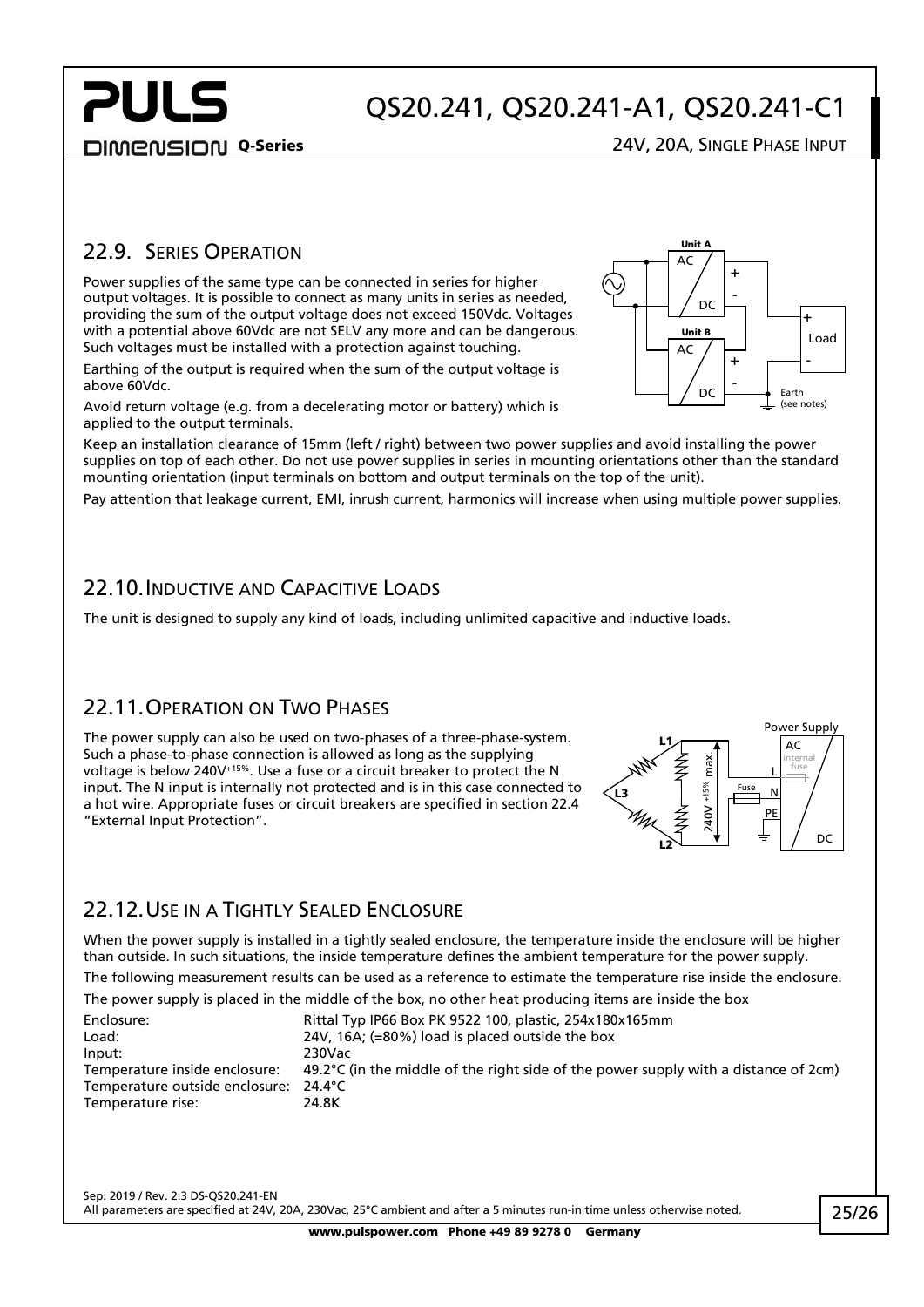## 22.9. Series Operation

Power supplies of the same type can be connected in series for higher output voltages. It is possible to connect as many units in series as needed, providing the sum of the output voltage does not exceed 150Vdc. Voltages with a potential above 60Vdc are not SELV any more and can be dangerous. Such voltages must be installed with a protection against touching.

Earthing of the output is required when the sum of the output voltage is above 60Vdc.

Avoid return voltage (e.g. from a decelerating motor or battery) which is applied to the output terminals.

Keep an installation clearance of 15mm (left / right) between two power supplies and avoid installing the power supplies on top of each other. Do not use power supplies in series in mounting orientations other than the standard mounting orientation (input terminals on bottom and output terminals on the top of the unit).

Pay attention that leakage current, EMI, inrush current, harmonics will increase when using multiple power supplies.

## 22.10. Inductive and Capacitive Loads

The unit is designed to supply any kind of loads, including unlimited capacitive and inductive loads.

## 22.11. Operation on Two Phases

The power supply can also be used on two-phases of a three-phase-system. Such a phase-to-phase connection is allowed as long as the supplying voltage is below $240V^{+15\%}$. Use a fuse or a circuit breaker to protect the N input. The N input is internally not protected and is in this case connected to a hot wire. Appropriate fuses or circuit breakers are specified in section 22.4 "External Input Protection".

## 22.12. Use in a Tightly Sealed Enclosure

When the power supply is installed in a tightly sealed enclosure, the temperature inside the enclosure will be higher than outside. In such situations, the inside temperature defines the ambient temperature for the power supply.

The following measurement results can be used as a reference to estimate the temperature rise inside the enclosure.

The power supply is placed in the middle of the box, no other heat producing items are inside the box

| | |
|---|---|
| Enclosure: | Rittal Typ IP66 Box PK 9522 100, plastic, 254x180x165mm |
| Load: | 24V, 16A; (=80%) load is placed outside the box |
| Input: | 230Vac |
| Temperature inside enclosure: | 49.2°C (in the middle of the right side of the power supply with a distance of 2cm) |
| Temperature outside enclosure: | 24.4°C |
| Temperature rise: | 24.8K |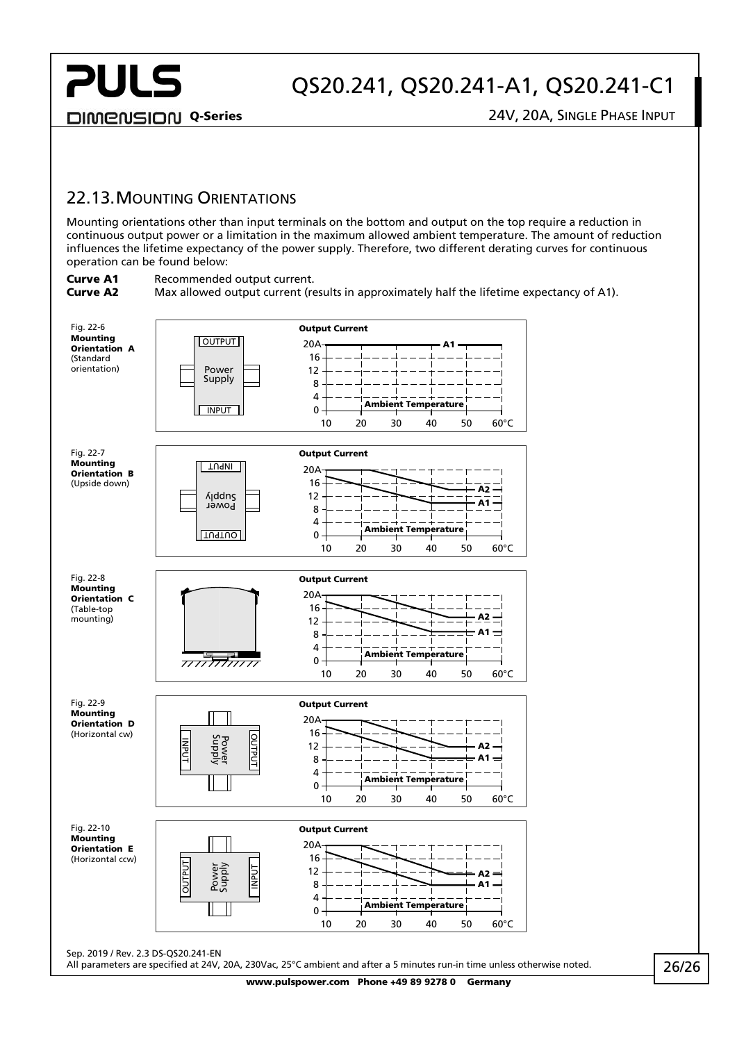## 22.13. Mounting Orientations

Mounting orientations other than input terminals on the bottom and output on the top require a reduction in continuous output power or a limitation in the maximum allowed ambient temperature. The amount of reduction influences the lifetime expectancy of the power supply. Therefore, two different derating curves for continuous operation can be found below:

**Curve A1** Recommended output current.
**Curve A2** Max allowed output current (results in approximately half the lifetime expectancy of A1).

Fig. 22-6 **Mounting Orientation A** (Standard orientation)

OUTPUT
Power Supply
INPUT
Output Current
20A
16
12
8
4
0
A1
Ambient Temperature
10 20 30 40 50 60°C

Fig. 22-7 **Mounting Orientation B** (Upside down)

INPUT
Power Supply
OUTPUT
Output Current
20A
16
12
8
4
0
A2
A1
Ambient Temperature
10 20 30 40 50 60°C

Fig. 22-8 **Mounting Orientation C** (Table-top mounting)

Output Current
20A
16
12
8
4
0
A2
A1
Ambient Temperature
10 20 30 40 50 60°C

Fig. 22-9 **Mounting Orientation D** (Horizontal cw)

INPUT
Power Supply
OUTPUT
Output Current
20A
16
12
8
4
0
A2
A1
Ambient Temperature
10 20 30 40 50 60°C

Fig. 22-10 **Mounting Orientation E** (Horizontal ccw)

OUTPUT
Power Supply
INPUT
Output Current
20A
16
12
8
4
0
A2
A1
Ambient Temperature
10 20 30 40 50 60°C